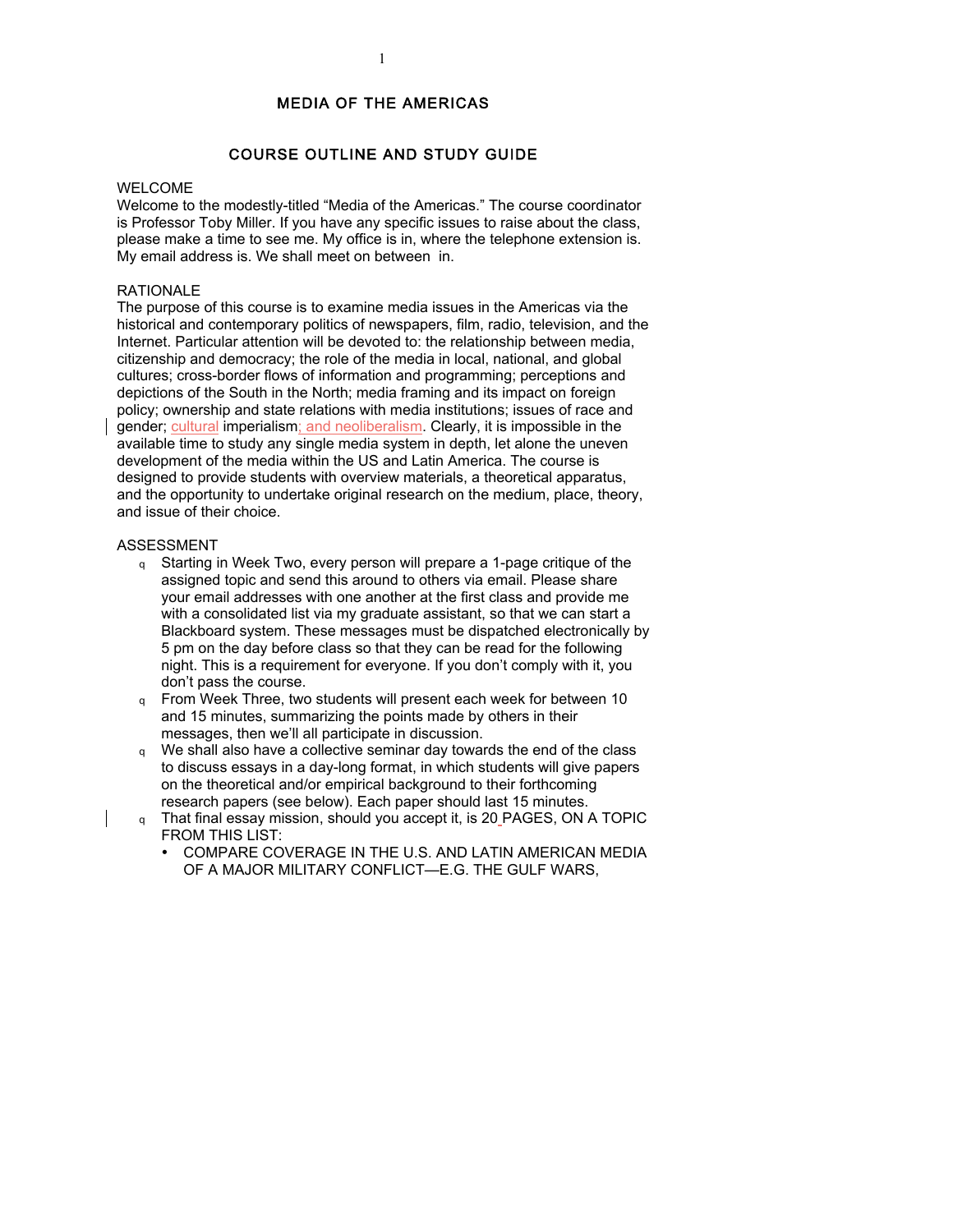# MEDIA OF THE AMERICAS

## COURSE OUTLINE AND STUDY GUIDE

### WELCOME

Welcome to the modestly-titled "Media of the Americas." The course coordinator is Professor Toby Miller. If you have any specific issues to raise about the class, please make a time to see me. My office is in, where the telephone extension is. My email address is. We shall meet on between in.

### RATIONALE

The purpose of this course is to examine media issues in the Americas via the historical and contemporary politics of newspapers, film, radio, television, and the Internet. Particular attention will be devoted to: the relationship between media, citizenship and democracy; the role of the media in local, national, and global cultures; cross-border flows of information and programming; perceptions and depictions of the South in the North; media framing and its impact on foreign policy; ownership and state relations with media institutions; issues of race and gender; cultural imperialism; and neoliberalism. Clearly, it is impossible in the available time to study any single media system in depth, let alone the uneven development of the media within the US and Latin America. The course is designed to provide students with overview materials, a theoretical apparatus, and the opportunity to undertake original research on the medium, place, theory, and issue of their choice.

### ASSESSMENT

- Starting in Week Two, every person will prepare a 1-page critique of the assigned topic and send this around to others via email. Please share your email addresses with one another at the first class and provide me with a consolidated list via my graduate assistant, so that we can start a Blackboard system. These messages must be dispatched electronically by 5 pm on the day before class so that they can be read for the following night. This is a requirement for everyone. If you don't comply with it, you don't pass the course.
- From Week Three, two students will present each week for between 10 and 15 minutes, summarizing the points made by others in their messages, then we'll all participate in discussion.
- We shall also have a collective seminar day towards the end of the class to discuss essays in a day-long format, in which students will give papers on the theoretical and/or empirical background to their forthcoming research papers (see below). Each paper should last 15 minutes.
- That final essay mission, should you accept it, is 20 PAGES, ON A TOPIC FROM THIS LIST:
  - COMPARE COVERAGE IN THE U.S. AND LATIN AMERICAN MEDIA OF A MAJOR MILITARY CONFLICT—E.G. THE GULF WARS,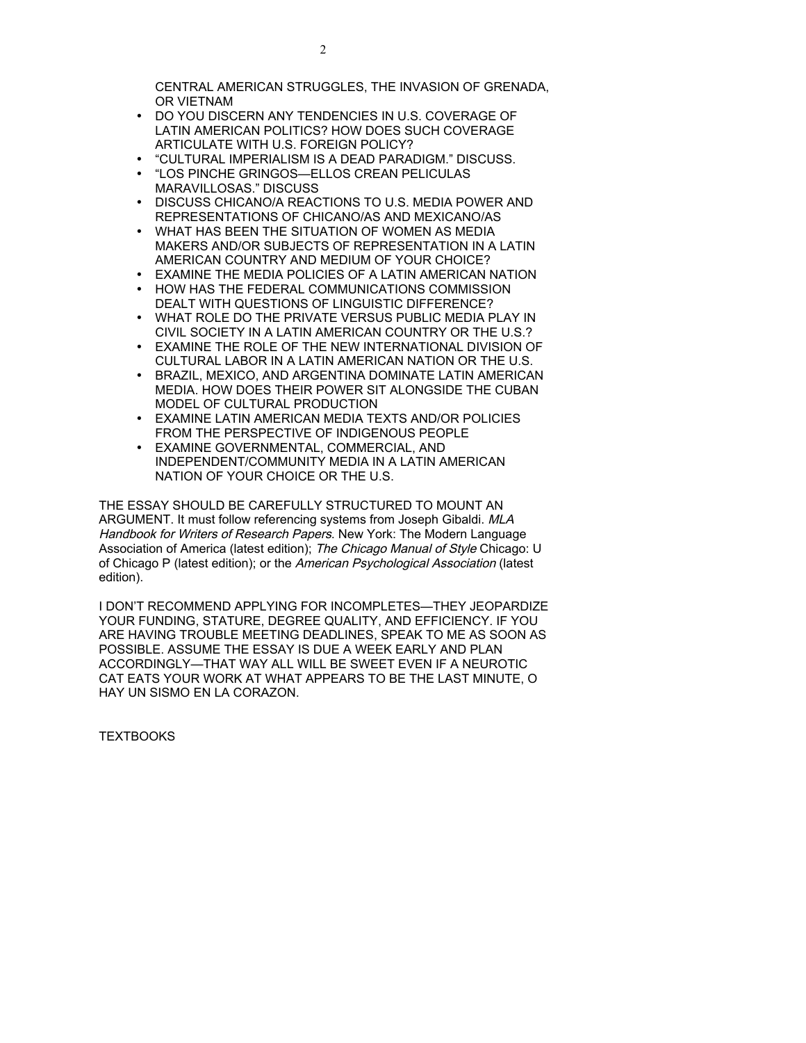CENTRAL AMERICAN STRUGGLES, THE INVASION OF GRENADA, OR VIETNAM

- DO YOU DISCERN ANY TENDENCIES IN U.S. COVERAGE OF LATIN AMERICAN POLITICS? HOW DOES SUCH COVERAGE ARTICULATE WITH U.S. FOREIGN POLICY?
- "CULTURAL IMPERIALISM IS A DEAD PARADIGM." DISCUSS.
- "LOS PINCHE GRINGOS—ELLOS CREAN PELICULAS MARAVILLOSAS." DISCUSS
- DISCUSS CHICANO/A REACTIONS TO U.S. MEDIA POWER AND REPRESENTATIONS OF CHICANO/AS AND MEXICANO/AS
- WHAT HAS BEEN THE SITUATION OF WOMEN AS MEDIA MAKERS AND/OR SUBJECTS OF REPRESENTATION IN A LATIN AMERICAN COUNTRY AND MEDIUM OF YOUR CHOICE?
- EXAMINE THE MEDIA POLICIES OF A LATIN AMERICAN NATION
- HOW HAS THE FEDERAL COMMUNICATIONS COMMISSION DEALT WITH QUESTIONS OF LINGUISTIC DIFFERENCE?
- WHAT ROLE DO THE PRIVATE VERSUS PUBLIC MEDIA PLAY IN CIVIL SOCIETY IN A LATIN AMERICAN COUNTRY OR THE U.S.?
- EXAMINE THE ROLE OF THE NEW INTERNATIONAL DIVISION OF CULTURAL LABOR IN A LATIN AMERICAN NATION OR THE U.S.
- BRAZIL, MEXICO, AND ARGENTINA DOMINATE LATIN AMERICAN MEDIA. HOW DOES THEIR POWER SIT ALONGSIDE THE CUBAN MODEL OF CULTURAL PRODUCTION
- EXAMINE LATIN AMERICAN MEDIA TEXTS AND/OR POLICIES FROM THE PERSPECTIVE OF INDIGENOUS PEOPLE
- EXAMINE GOVERNMENTAL, COMMERCIAL, AND INDEPENDENT/COMMUNITY MEDIA IN A LATIN AMERICAN NATION OF YOUR CHOICE OR THE U.S.

THE ESSAY SHOULD BE CAREFULLY STRUCTURED TO MOUNT AN ARGUMENT. It must follow referencing systems from Joseph Gibaldi. *MLA Handbook for Writers of Research Papers*. New York: The Modern Language Association of America (latest edition); *The Chicago Manual of Style* Chicago: U of Chicago P (latest edition); or the *American Psychological Association* (latest edition).

I DON'T RECOMMEND APPLYING FOR INCOMPLETES—THEY JEOPARDIZE YOUR FUNDING, STATURE, DEGREE QUALITY, AND EFFICIENCY. IF YOU ARE HAVING TROUBLE MEETING DEADLINES, SPEAK TO ME AS SOON AS POSSIBLE. ASSUME THE ESSAY IS DUE A WEEK EARLY AND PLAN ACCORDINGLY—THAT WAY ALL WILL BE SWEET EVEN IF A NEUROTIC CAT EATS YOUR WORK AT WHAT APPEARS TO BE THE LAST MINUTE, O HAY UN SISMO EN LA CORAZON.

TEXTBOOKS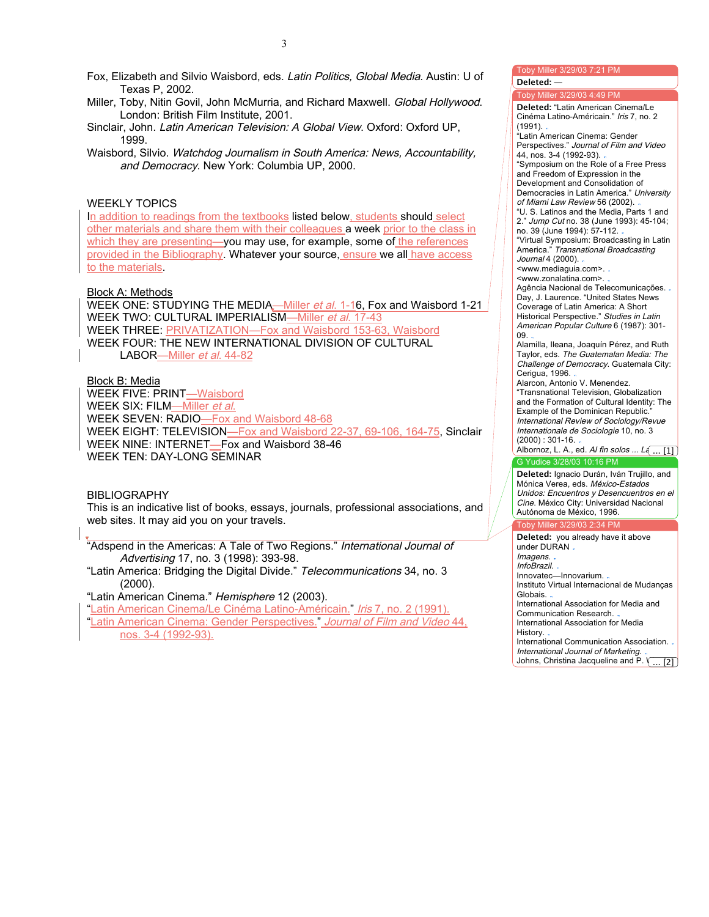Fox, Elizabeth and Silvio Waisbord, eds. *Latin Politics, Global Media*. Austin: U of Texas P, 2002.

Miller, Toby, Nitin Govil, John McMurria, and Richard Maxwell. *Global Hollywood*. London: British Film Institute, 2001.

Sinclair, John. *Latin American Television: A Global View*. Oxford: Oxford UP, 1999.

Waisbord, Silvio. *Watchdog Journalism in South America: News, Accountability, and Democracy*. New York: Columbia UP, 2000.

## WEEKLY TOPICS

In addition to readings from the textbooks listed below, students should select other materials and share them with their colleagues a week prior to the class in which they are presenting—you may use, for example, some of the references provided in the Bibliography. Whatever your source, ensure we all have access to the materials.

### Block A: Methods

WEEK ONE: STUDYING THE MEDIA—Miller *et al.* 1-16, Fox and Waisbord 1-21
WEEK TWO: CULTURAL IMPERIALISM—Miller *et al.* 17-43
WEEK THREE: PRIVATIZATION—Fox and Waisbord 153-63, Waisbord
WEEK FOUR: THE NEW INTERNATIONAL DIVISION OF CULTURAL LABOR—Miller *et al.* 44-82

### Block B: Media

WEEK FIVE: PRINT—Waisbord
WEEK SIX: FILM—Miller *et al.*
WEEK SEVEN: RADIO—Fox and Waisbord 48-68
WEEK EIGHT: TELEVISION—Fox and Waisbord 22-37, 69-106, 164-75, Sinclair
WEEK NINE: INTERNET—Fox and Waisbord 38-46
WEEK TEN: DAY-LONG SEMINAR

## BIBLIOGRAPHY

This is an indicative list of books, essays, journals, professional associations, and web sites. It may aid you on your travels.

"Adspend in the Americas: A Tale of Two Regions." *International Journal of Advertising* 17, no. 3 (1998): 393-98.

"Latin America: Bridging the Digital Divide." *Telecommunications* 34, no. 3 (2000).

"Latin American Cinema." *Hemisphere* 12 (2003).

"Latin American Cinema/Le Cinéma Latino-Américain." *Iris* 7, no. 2 (1991).

"Latin American Cinema: Gender Perspectives." *Journal of Film and Video* 44, nos. 3-4 (1992-93).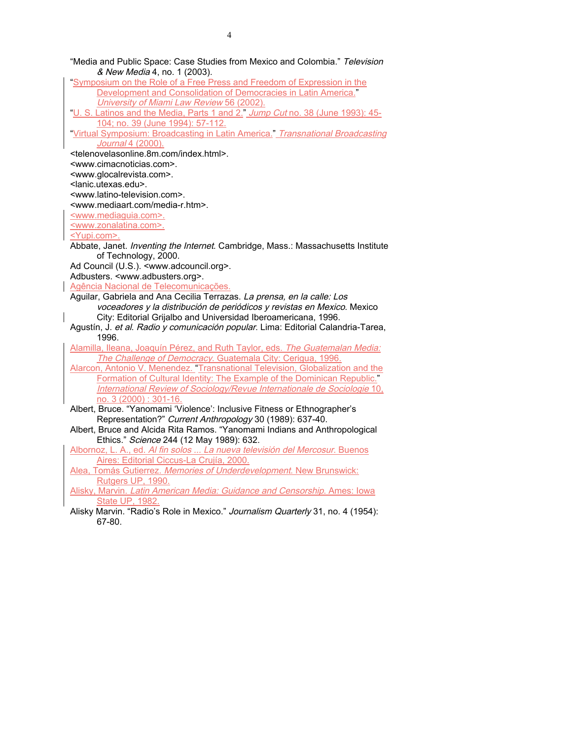"Media and Public Space: Case Studies from Mexico and Colombia." *Television & New Media* 4, no. 1 (2003).

"Symposium on the Role of a Free Press and Freedom of Expression in the Development and Consolidation of Democracies in Latin America." *University of Miami Law Review* 56 (2002).

"U. S. Latinos and the Media, Parts 1 and 2." *Jump Cut* no. 38 (June 1993): 45-104; no. 39 (June 1994): 57-112.

"Virtual Symposium: Broadcasting in Latin America." *Transnational Broadcasting Journal* 4 (2000).

<telenovelasonline.8m.com/index.html>.

<www.cimacnoticias.com>.

<www.glocalrevista.com>.

<lanic.utexas.edu>.

<www.latino-television.com>.

<www.mediaart.com/media-r.htm>.

<www.mediaguia.com>.

<www.zonalatina.com>.

<Yupi.com>.

Abbate, Janet. *Inventing the Internet*. Cambridge, Mass.: Massachusetts Institute of Technology, 2000.

Ad Council (U.S.). <www.adcouncil.org>.

Adbusters. <www.adbusters.org>.

Agência Nacional de Telecomunicações.

Aguilar, Gabriela and Ana Cecilia Terrazas. *La prensa, en la calle: Los voceadores y la distribución de periódicos y revistas en Mexico*. Mexico City: Editorial Grijalbo and Universidad Iberoamericana, 1996.

Agustín, J. *et al*. *Radio y comunicación popular*. Lima: Editorial Calandria-Tarea, 1996.

Alamilla, Ileana, Joaquín Pérez, and Ruth Taylor, eds. *The Guatemalan Media: The Challenge of Democracy*. Guatemala City: Cerigua, 1996.

Alarcon, Antonio V. Menendez. "Transnational Television, Globalization and the Formation of Cultural Identity: The Example of the Dominican Republic." *International Review of Sociology/Revue Internationale de Sociologie* 10, no. 3 (2000) : 301-16.

Albert, Bruce. "Yanomami 'Violence': Inclusive Fitness or Ethnographer's Representation?" *Current Anthropology* 30 (1989): 637-40.

Albert, Bruce and Alcida Rita Ramos. "Yanomami Indians and Anthropological Ethics." *Science* 244 (12 May 1989): 632.

Albornoz, L. A., ed. *Al fin solos ... La nueva televisión del Mercosur*. Buenos Aires: Editorial Ciccus-La Crujía, 2000.

Alea, Tomás Gutierrez. *Memories of Underdevelopment*. New Brunswick: Rutgers UP, 1990.

Alisky, Marvin. *Latin American Media: Guidance and Censorship*. Ames: Iowa State UP, 1982.

Alisky Marvin. "Radio's Role in Mexico." *Journalism Quarterly* 31, no. 4 (1954): 67-80.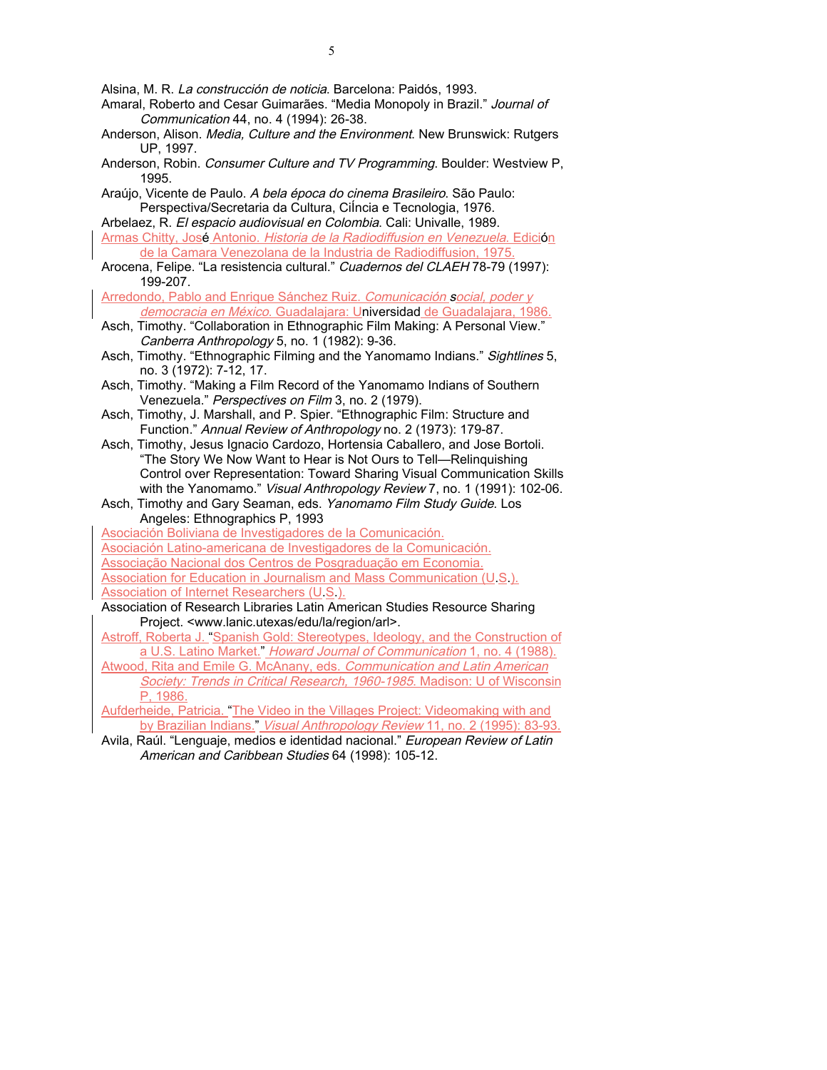Alsina, M. R. *La construcción de noticia*. Barcelona: Paidós, 1993.

Amaral, Roberto and Cesar Guimarães. "Media Monopoly in Brazil." *Journal of Communication* 44, no. 4 (1994): 26-38.

Anderson, Alison. *Media, Culture and the Environment*. New Brunswick: Rutgers UP, 1997.

Anderson, Robin. *Consumer Culture and TV Programming*. Boulder: Westview P, 1995.

Araújo, Vicente de Paulo. *A bela época do cinema Brasileiro*. São Paulo: Perspectiva/Secretaria da Cultura, CiÍncia e Tecnologia, 1976.

Arbelaez, R. *El espacio audiovisual en Colombia.* Cali: Univalle, 1989.

Armas Chitty, José Antonio. *Historia de la Radiodiffusion en Venezuela.* Edición de la Camara Venezolana de la Industria de Radiodiffusion, 1975.

Arocena, Felipe. "La resistencia cultural." *Cuadernos del CLAEH* 78-79 (1997): 199-207.

Arredondo, Pablo and Enrique Sánchez Ruiz. *Comunicación social, poder y democracia en México.* Guadalajara: Universidad de Guadalajara, 1986.

Asch, Timothy. "Collaboration in Ethnographic Film Making: A Personal View." *Canberra Anthropology* 5, no. 1 (1982): 9-36.

Asch, Timothy. "Ethnographic Filming and the Yanomamo Indians." *Sightlines* 5, no. 3 (1972): 7-12, 17.

Asch, Timothy. "Making a Film Record of the Yanomamo Indians of Southern Venezuela." *Perspectives on Film* 3, no. 2 (1979).

Asch, Timothy, J. Marshall, and P. Spier. "Ethnographic Film: Structure and Function." *Annual Review of Anthropology* no. 2 (1973): 179-87.

Asch, Timothy, Jesus Ignacio Cardozo, Hortensia Caballero, and Jose Bortoli. "The Story We Now Want to Hear is Not Ours to Tell—Relinquishing Control over Representation: Toward Sharing Visual Communication Skills with the Yanomamo." *Visual Anthropology Review* 7, no. 1 (1991): 102-06.

Asch, Timothy and Gary Seaman, eds. *Yanomamo Film Study Guide*. Los Angeles: Ethnographics P, 1993

Asociación Boliviana de Investigadores de la Comunicación.

Asociación Latino-americana de Investigadores de la Comunicación.

Associação Nacional dos Centros de Posgraduação em Economia.

Association for Education in Journalism and Mass Communication (U.S.).

Association of Internet Researchers (U.S.).

Association of Research Libraries Latin American Studies Resource Sharing Project. <www.lanic.utexas/edu/la/region/arl>.

Astroff, Roberta J. "Spanish Gold: Stereotypes, Ideology, and the Construction of a U.S. Latino Market." *Howard Journal of Communication* 1, no. 4 (1988).

Atwood, Rita and Emile G. McAnany, eds. *Communication and Latin American Society: Trends in Critical Research, 1960-1985*. Madison: U of Wisconsin P, 1986.

Aufderheide, Patricia. "The Video in the Villages Project: Videomaking with and by Brazilian Indians." *Visual Anthropology Review* 11, no. 2 (1995): 83-93.

Avila, Raúl. "Lenguaje, medios e identidad nacional." *European Review of Latin American and Caribbean Studies* 64 (1998): 105-12.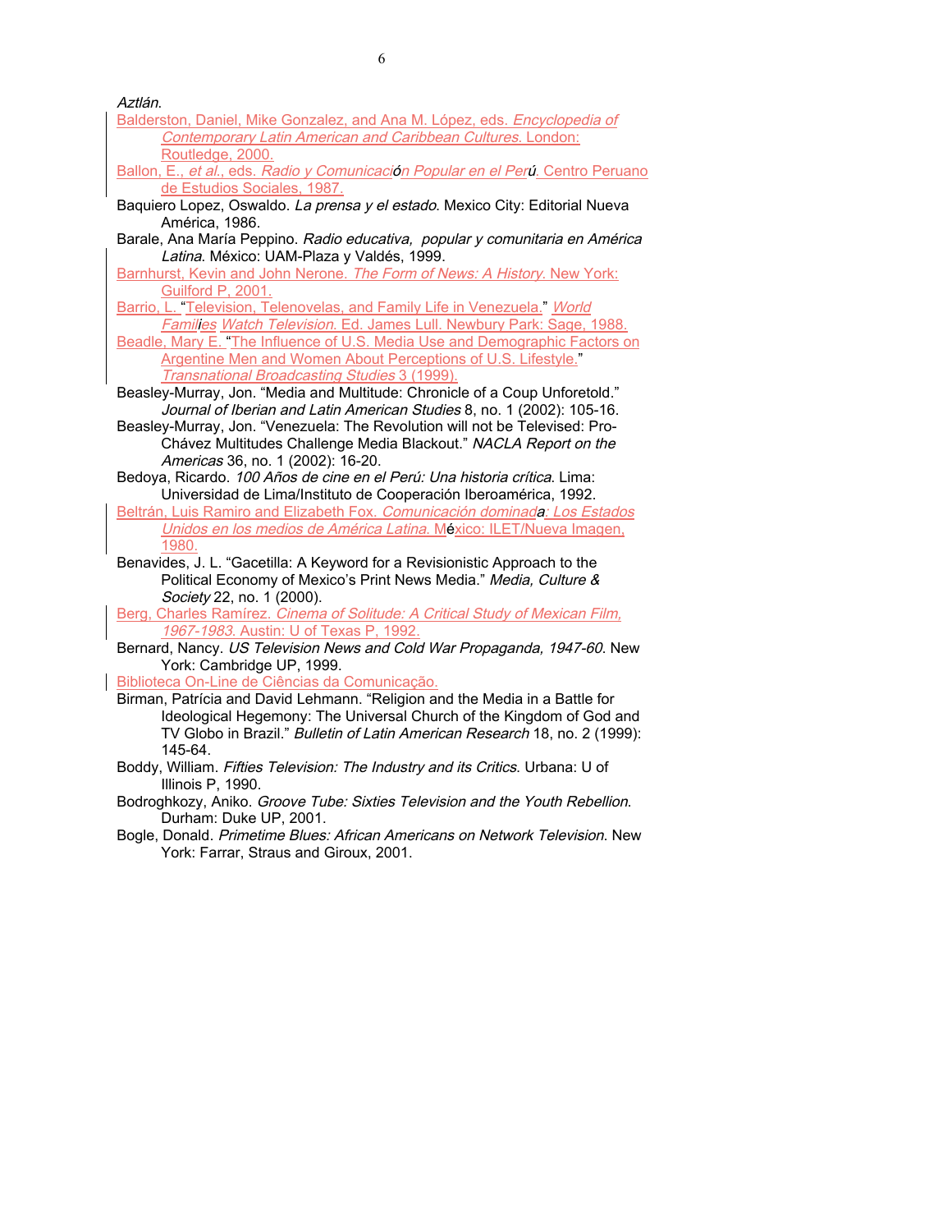*Aztlán*.

Balderston, Daniel, Mike Gonzalez, and Ana M. López, eds. *Encyclopedia of Contemporary Latin American and Caribbean Cultures*. London: Routledge, 2000.

Ballon, E., *et al.*, eds. *Radio y Comunicación Popular en el Perú*. Centro Peruano de Estudios Sociales, 1987.

Baquiero Lopez, Oswaldo. *La prensa y el estado*. Mexico City: Editorial Nueva América, 1986.

Barale, Ana María Peppino. *Radio educativa, popular y comunitaria en América Latina*. México: UAM-Plaza y Valdés, 1999.

Barnhurst, Kevin and John Nerone. *The Form of News: A History*. New York: Guilford P, 2001.

Barrio, L. "Television, Telenovelas, and Family Life in Venezuela." *World Families Watch Television*. Ed. James Lull. Newbury Park: Sage, 1988.

Beadle, Mary E. "The Influence of U.S. Media Use and Demographic Factors on Argentine Men and Women About Perceptions of U.S. Lifestyle." *Transnational Broadcasting Studies* 3 (1999).

Beasley-Murray, Jon. "Media and Multitude: Chronicle of a Coup Unforetold." *Journal of Iberian and Latin American Studies* 8, no. 1 (2002): 105-16.

Beasley-Murray, Jon. "Venezuela: The Revolution will not be Televised: Pro-Chávez Multitudes Challenge Media Blackout." *NACLA Report on the Americas* 36, no. 1 (2002): 16-20.

Bedoya, Ricardo. *100 Años de cine en el Perú: Una historia crítica*. Lima: Universidad de Lima/Instituto de Cooperación Iberoamérica, 1992.

Beltrán, Luis Ramiro and Elizabeth Fox. *Comunicación dominada: Los Estados Unidos en los medios de América Latina*. México: ILET/Nueva Imagen, 1980.

Benavides, J. L. "Gacetilla: A Keyword for a Revisionistic Approach to the Political Economy of Mexico's Print News Media." *Media, Culture & Society* 22, no. 1 (2000).

Berg, Charles Ramírez. *Cinema of Solitude: A Critical Study of Mexican Film, 1967-1983*. Austin: U of Texas P, 1992.

Bernard, Nancy. *US Television News and Cold War Propaganda, 1947-60*. New York: Cambridge UP, 1999.

Biblioteca On-Line de Ciências da Comunicação.

Birman, Patrícia and David Lehmann. "Religion and the Media in a Battle for Ideological Hegemony: The Universal Church of the Kingdom of God and TV Globo in Brazil." *Bulletin of Latin American Research* 18, no. 2 (1999): 145-64.

Boddy, William. *Fifties Television: The Industry and its Critics*. Urbana: U of Illinois P, 1990.

Bodroghkozy, Aniko. *Groove Tube: Sixties Television and the Youth Rebellion*. Durham: Duke UP, 2001.

Bogle, Donald. *Primetime Blues: African Americans on Network Television*. New York: Farrar, Straus and Giroux, 2001.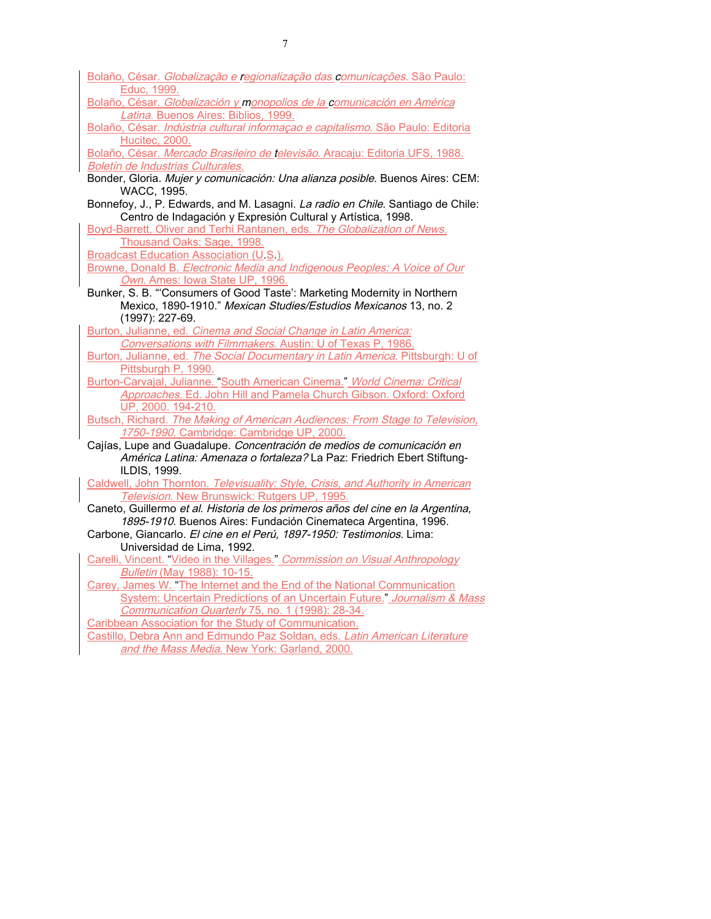Bolaño, César. *Globalização e regionalização das comunicações*. São Paulo: Educ, 1999.

Bolaño, César. *Globalización y monopolios de la comunicación en América Latina*. Buenos Aires: Biblios, 1999.

Bolaño, César. *Indústria cultural informaçao e capitalismo*. São Paulo: Editoria Hucitec, 2000.

Bolaño, César. *Mercado Brasileiro de televisão*. Aracaju: Editoria UFS, 1988.

*Boletín de Industrias Culturales*.

Bonder, Gloria. *Mujer y comunicación: Una alianza posible*. Buenos Aires: CEM: WACC, 1995.

Bonnefoy, J., P. Edwards, and M. Lasagni. *La radio en Chile*. Santiago de Chile: Centro de Indagación y Expresión Cultural y Artística, 1998.

Boyd-Barrett, Oliver and Terhi Rantanen, eds. *The Globalization of News*. Thousand Oaks: Sage, 1998.

Broadcast Education Association (U.S.).

Browne, Donald B. *Electronic Media and Indigenous Peoples: A Voice of Our Own*. Ames: Iowa State UP, 1996.

Bunker, S. B. "'Consumers of Good Taste': Marketing Modernity in Northern Mexico, 1890-1910." *Mexican Studies/Estudios Mexicanos* 13, no. 2 (1997): 227-69.

Burton, Julianne, ed. *Cinema and Social Change in Latin America: Conversations with Filmmakers*. Austin: U of Texas P, 1986.

Burton, Julianne, ed. *The Social Documentary in Latin America*. Pittsburgh: U of Pittsburgh P, 1990.

Burton-Carvajal, Julianne. "South American Cinema." *World Cinema: Critical Approaches*. Ed. John Hill and Pamela Church Gibson. Oxford: Oxford UP, 2000. 194-210.

Butsch, Richard. *The Making of American Audiences: From Stage to Television, 1750-1990*. Cambridge: Cambridge UP, 2000.

Cajías, Lupe and Guadalupe. *Concentración de medios de comunicación en América Latina: Amenaza o fortaleza?* La Paz: Friedrich Ebert Stiftung-ILDIS, 1999.

Caldwell, John Thornton. *Televisuality: Style, Crisis, and Authority in American Television*. New Brunswick: Rutgers UP, 1995.

Caneto, Guillermo *et al*. *Historia de los primeros años del cine en la Argentina, 1895-1910*. Buenos Aires: Fundación Cinemateca Argentina, 1996.

Carbone, Giancarlo. *El cine en el Perú, 1897-1950: Testimonios*. Lima: Universidad de Lima, 1992.

Carelli, Vincent. "Video in the Villages." *Commission on Visual Anthropology Bulletin* (May 1988): 10-15.

Carey, James W. "The Internet and the End of the National Communication System: Uncertain Predictions of an Uncertain Future." *Journalism & Mass Communication Quarterly* 75, no. 1 (1998): 28-34.

Caribbean Association for the Study of Communication.

Castillo, Debra Ann and Edmundo Paz Soldan, eds. *Latin American Literature and the Mass Media*. New York: Garland, 2000.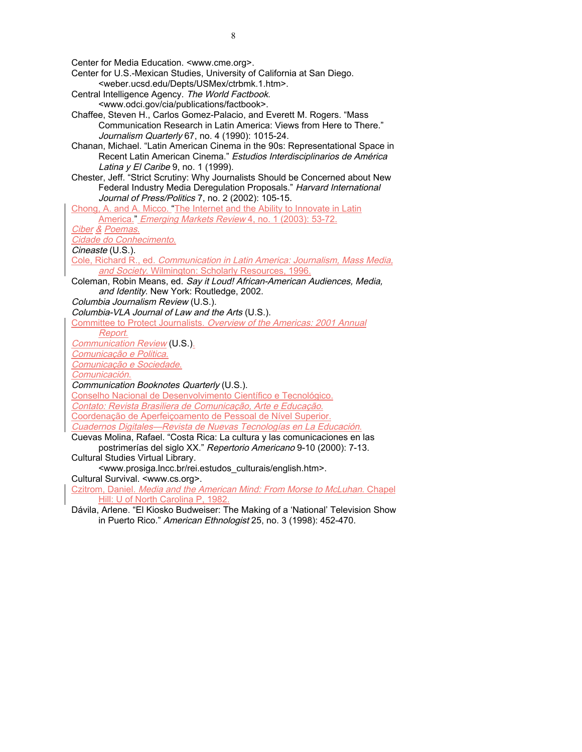Center for Media Education. <www.cme.org>.

Center for U.S.-Mexican Studies, University of California at San Diego. <weber.ucsd.edu/Depts/USMex/ctrbmk.1.htm>.

Central Intelligence Agency. *The World Factbook*. <www.odci.gov/cia/publications/factbook>.

Chaffee, Steven H., Carlos Gomez-Palacio, and Everett M. Rogers. "Mass Communication Research in Latin America: Views from Here to There." *Journalism Quarterly* 67, no. 4 (1990): 1015-24.

Chanan, Michael. "Latin American Cinema in the 90s: Representational Space in Recent Latin American Cinema." *Estudios Interdisciplinarios de América Latina y El Caribe* 9, no. 1 (1999).

Chester, Jeff. "Strict Scrutiny: Why Journalists Should be Concerned about New Federal Industry Media Deregulation Proposals." *Harvard International Journal of Press/Politics* 7, no. 2 (2002): 105-15.

Chong, A. and A. Micco. "The Internet and the Ability to Innovate in Latin America." *Emerging Markets Review* 4, no. 1 (2003): 53-72.

*Ciber & Poemas.*

*Cidade do Conhecimento.*

*Cineaste* (U.S.).

Cole, Richard R., ed. *Communication in Latin America: Journalism, Mass Media, and Society*. Wilmington: Scholarly Resources, 1996.

Coleman, Robin Means, ed. *Say it Loud! African-American Audiences, Media, and Identity*. New York: Routledge, 2002.

*Columbia Journalism Review* (U.S.).

*Columbia-VLA Journal of Law and the Arts* (U.S.).

Committee to Protect Journalists. *Overview of the Americas: 2001 Annual Report.*

*Communication Review* (U.S.).

*Comunicação e Politica.*

*Comunicação e Sociedade.*

*Comunicación.*

*Communication Booknotes Quarterly* (U.S.).

Conselho Nacional de Desenvolvimento Científico e Tecnológico.

*Contato: Revista Brasiliera de Comunicação, Arte e Educação.*

Coordenação de Aperfeiçoamento de Pessoal de Nível Superior.

*Cuadernos Digitales—Revista de Nuevas Tecnologías en La Educación.*

Cuevas Molina, Rafael. "Costa Rica: La cultura y las comunicaciones en las postrimerías del siglo XX." *Repertorio Americano* 9-10 (2000): 7-13.

Cultural Studies Virtual Library. <www.prosiga.lncc.br/rei.estudos_culturais/english.htm>.

Cultural Survival. <www.cs.org>.

Czitrom, Daniel. *Media and the American Mind: From Morse to McLuhan*. Chapel Hill: U of North Carolina P, 1982.

Dávila, Arlene. "El Kiosko Budweiser: The Making of a 'National' Television Show in Puerto Rico." *American Ethnologist* 25, no. 3 (1998): 452-470.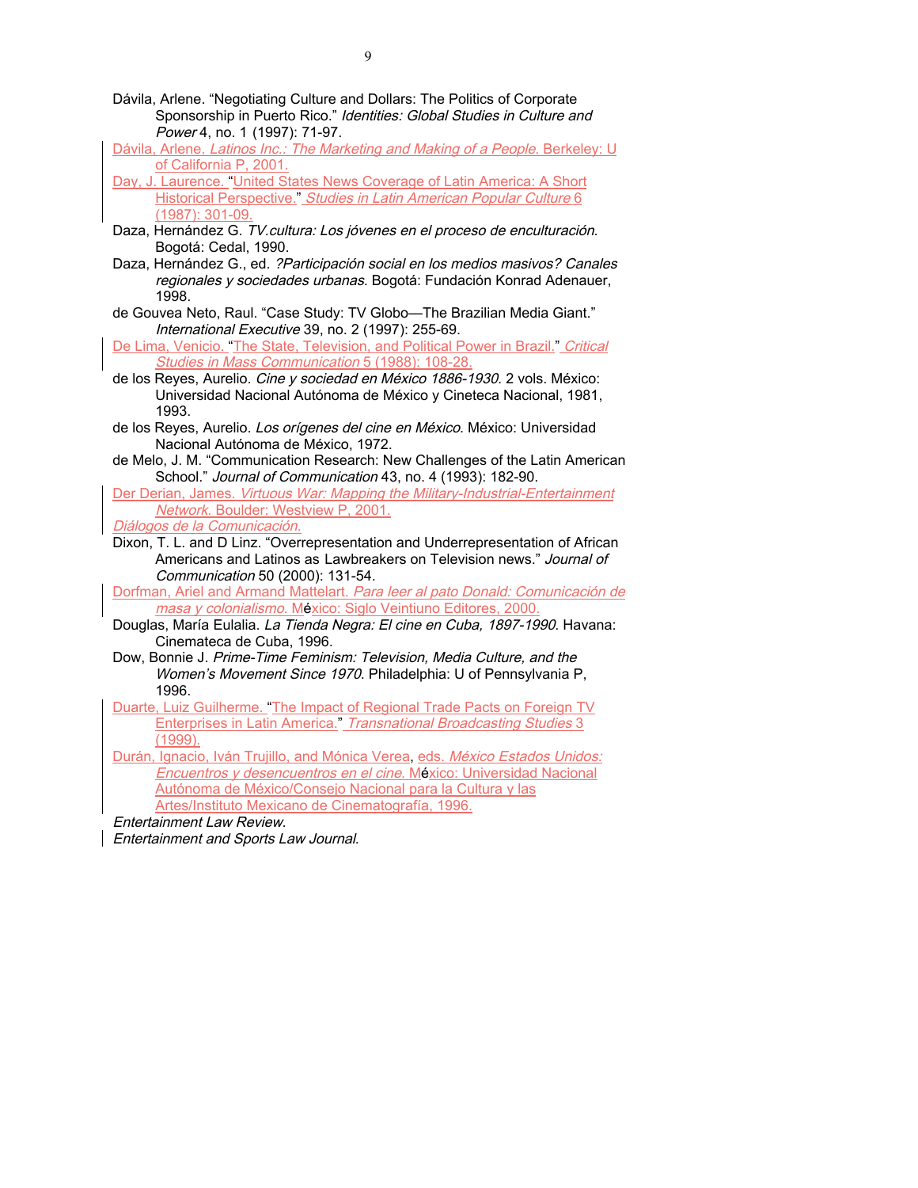Dávila, Arlene. "Negotiating Culture and Dollars: The Politics of Corporate Sponsorship in Puerto Rico." *Identities: Global Studies in Culture and Power* 4, no. 1 (1997): 71-97.

Dávila, Arlene. *Latinos Inc.: The Marketing and Making of a People*. Berkeley: U of California P, 2001.

Day, J. Laurence. "United States News Coverage of Latin America: A Short Historical Perspective." *Studies in Latin American Popular Culture* 6 (1987): 301-09.

Daza, Hernández G. *TV.cultura: Los jóvenes en el proceso de enculturación*. Bogotá: Cedal, 1990.

Daza, Hernández G., ed. *?Participación social en los medios masivos? Canales regionales y sociedades urbanas*. Bogotá: Fundación Konrad Adenauer, 1998.

de Gouvea Neto, Raul. "Case Study: TV Globo—The Brazilian Media Giant." *International Executive* 39, no. 2 (1997): 255-69.

De Lima, Venicio. "The State, Television, and Political Power in Brazil." *Critical Studies in Mass Communication* 5 (1988): 108-28.

de los Reyes, Aurelio. *Cine y sociedad en México 1886-1930*. 2 vols. México: Universidad Nacional Autónoma de México y Cineteca Nacional, 1981, 1993.

de los Reyes, Aurelio. *Los orígenes del cine en México*. México: Universidad Nacional Autónoma de México, 1972.

de Melo, J. M. "Communication Research: New Challenges of the Latin American School." *Journal of Communication* 43, no. 4 (1993): 182-90.

Der Derian, James. *Virtuous War: Mapping the Military-Industrial-Entertainment Network*. Boulder: Westview P, 2001.

*Diálogos de la Comunicación*.

Dixon, T. L. and D Linz. "Overrepresentation and Underrepresentation of African Americans and Latinos as Lawbreakers on Television news." *Journal of Communication* 50 (2000): 131-54.

Dorfman, Ariel and Armand Mattelart. *Para leer al pato Donald: Comunicación de masa y colonialismo*. México: Siglo Veintiuno Editores, 2000.

Douglas, María Eulalia. *La Tienda Negra: El cine en Cuba, 1897-1990*. Havana: Cinemateca de Cuba, 1996.

Dow, Bonnie J. *Prime-Time Feminism: Television, Media Culture, and the Women's Movement Since 1970*. Philadelphia: U of Pennsylvania P, 1996.

Duarte, Luiz Guilherme. "The Impact of Regional Trade Pacts on Foreign TV Enterprises in Latin America." *Transnational Broadcasting Studies* 3 (1999).

Durán, Ignacio, Iván Trujillo, and Mónica Verea, eds. *México Estados Unidos: Encuentros y desencuentros en el cine*. México: Universidad Nacional Autónoma de México/Consejo Nacional para la Cultura y las Artes/Instituto Mexicano de Cinematografía, 1996.

*Entertainment Law Review*.

*Entertainment and Sports Law Journal*.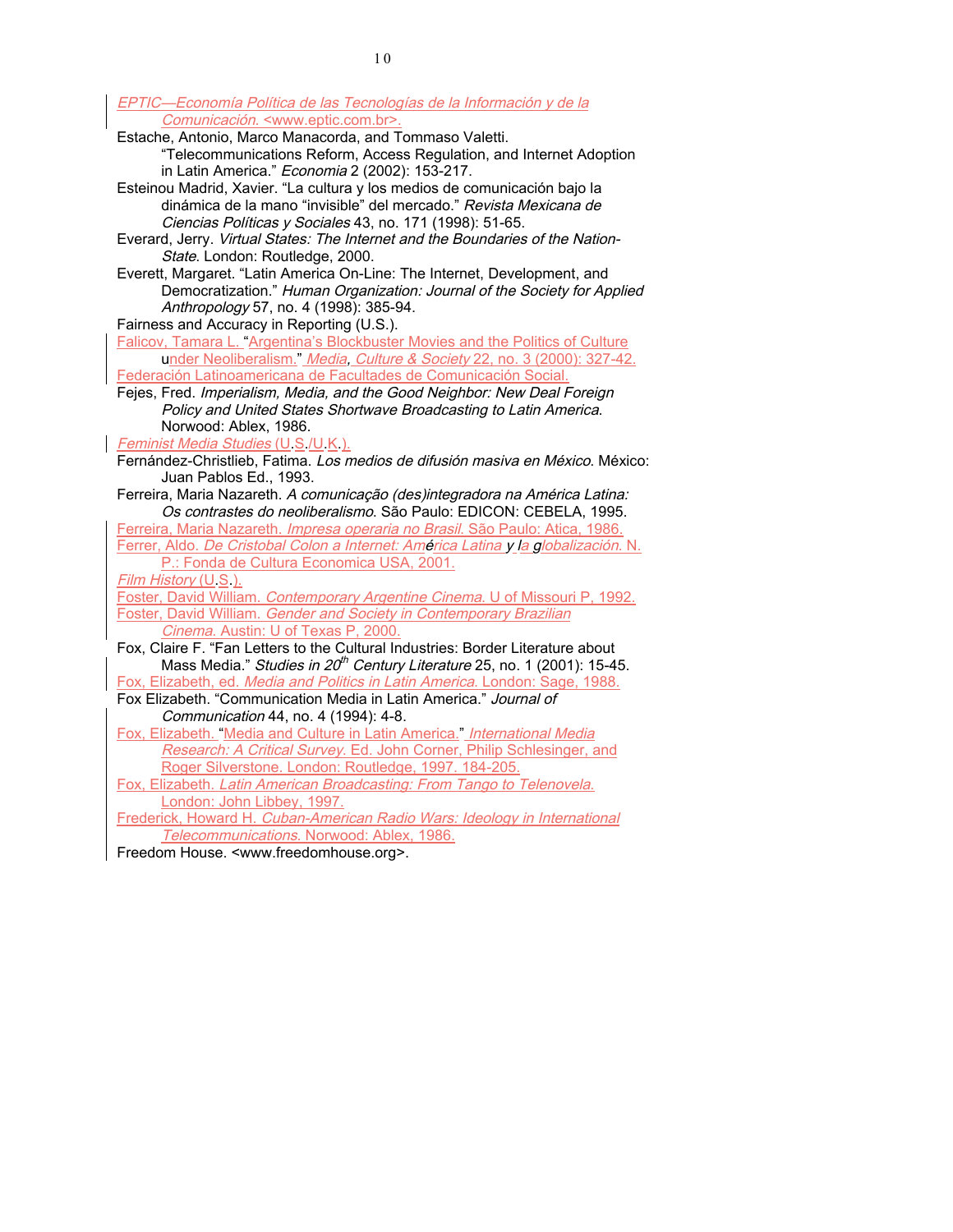*EPTIC—Economía Política de las Tecnologías de la Información y de la Comunicación.* <www.eptic.com.br>.

Estache, Antonio, Marco Manacorda, and Tommaso Valetti. "Telecommunications Reform, Access Regulation, and Internet Adoption in Latin America." *Economia* 2 (2002): 153-217.

Esteinou Madrid, Xavier. "La cultura y los medios de comunicación bajo la dinámica de la mano "invisible" del mercado." *Revista Mexicana de Ciencias Políticas y Sociales* 43, no. 171 (1998): 51-65.

Everard, Jerry. *Virtual States: The Internet and the Boundaries of the Nation-State*. London: Routledge, 2000.

Everett, Margaret. "Latin America On-Line: The Internet, Development, and Democratization." *Human Organization: Journal of the Society for Applied Anthropology* 57, no. 4 (1998): 385-94.

Fairness and Accuracy in Reporting (U.S.).

Falicov, Tamara L. "Argentina's Blockbuster Movies and the Politics of Culture under Neoliberalism." *Media, Culture & Society* 22, no. 3 (2000): 327-42.

Federación Latinoamericana de Facultades de Comunicación Social.

Fejes, Fred. *Imperialism, Media, and the Good Neighbor: New Deal Foreign Policy and United States Shortwave Broadcasting to Latin America*. Norwood: Ablex, 1986.

*Feminist Media Studies* (U.S./U.K.).

Fernández-Christlieb, Fatima. *Los medios de difusión masiva en México*. México: Juan Pablos Ed., 1993.

Ferreira, Maria Nazareth. *A comunicação (des)integradora na América Latina: Os contrastes do neoliberalismo*. São Paulo: EDICON: CEBELA, 1995.

Ferreira, Maria Nazareth. *Impresa operaria no Brasil.* São Paulo: Atica, 1986.

Ferrer, Aldo. *De Cristobal Colon a Internet: América Latina y la globalización.* N. P.: Fonda de Cultura Economica USA, 2001.

*Film History* (U.S.).

Foster, David William. *Contemporary Argentine Cinema.* U of Missouri P, 1992.

Foster, David William. *Gender and Society in Contemporary Brazilian Cinema.* Austin: U of Texas P, 2000.

Fox, Claire F. "Fan Letters to the Cultural Industries: Border Literature about Mass Media." *Studies in 20th Century Literature* 25, no. 1 (2001): 15-45.

Fox, Elizabeth, ed. *Media and Politics in Latin America.* London: Sage, 1988.

Fox Elizabeth. "Communication Media in Latin America." *Journal of Communication* 44, no. 4 (1994): 4-8.

Fox, Elizabeth. "Media and Culture in Latin America." *International Media Research: A Critical Survey.* Ed. John Corner, Philip Schlesinger, and Roger Silverstone. London: Routledge, 1997. 184-205.

Fox, Elizabeth. *Latin American Broadcasting: From Tango to Telenovela.* London: John Libbey, 1997.

Frederick, Howard H. *Cuban-American Radio Wars: Ideology in International Telecommunications.* Norwood: Ablex, 1986.

Freedom House. <www.freedomhouse.org>.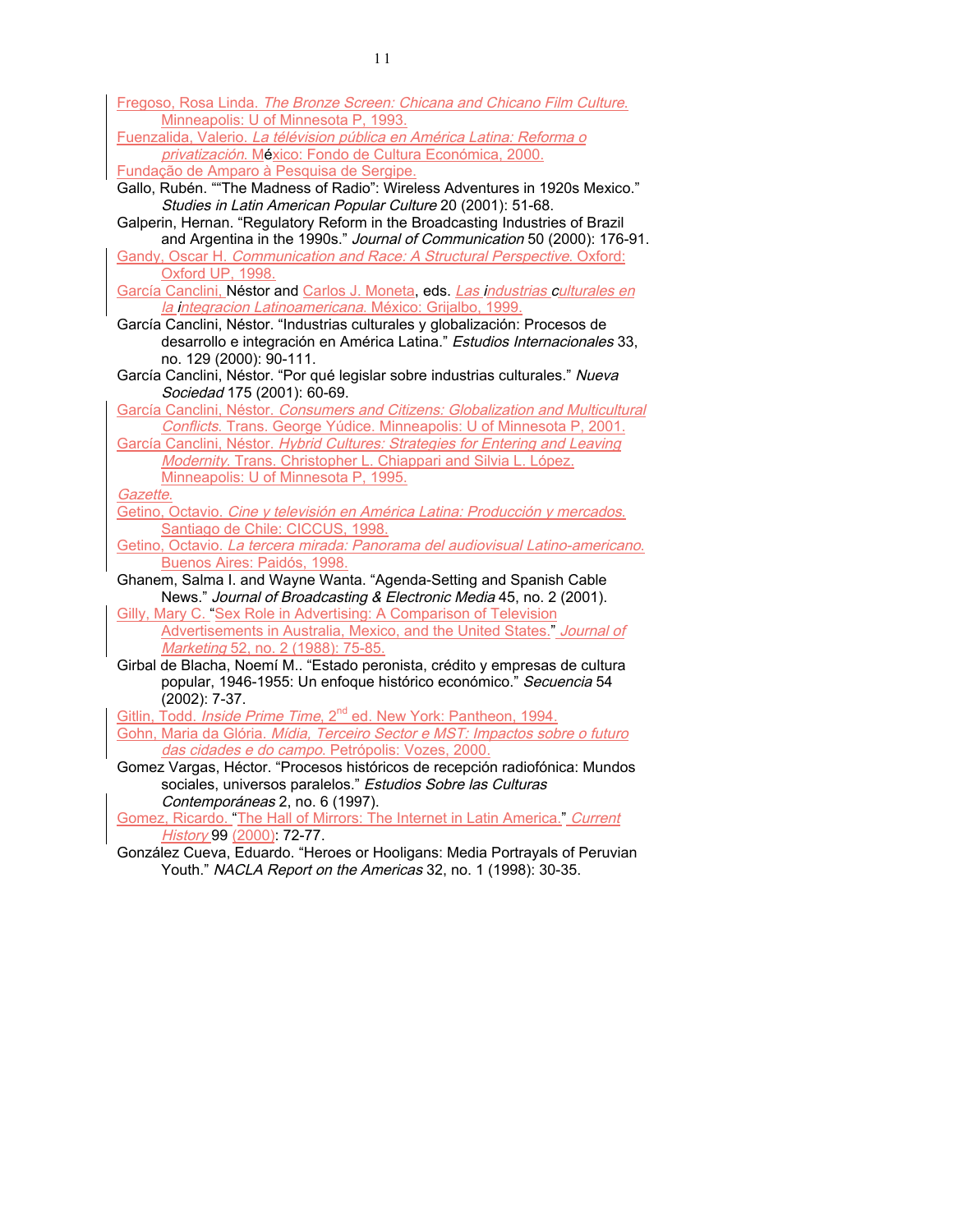Fregoso, Rosa Linda. *The Bronze Screen: Chicana and Chicano Film Culture*. Minneapolis: U of Minnesota P, 1993.

Fuenzalida, Valerio. *La télévision pública en América Latina: Reforma o privatización*. México: Fondo de Cultura Económica, 2000.

Fundação de Amparo à Pesquisa de Sergipe.

Gallo, Rubén. ""The Madness of Radio": Wireless Adventures in 1920s Mexico." *Studies in Latin American Popular Culture* 20 (2001): 51-68.

Galperin, Hernan. "Regulatory Reform in the Broadcasting Industries of Brazil and Argentina in the 1990s." *Journal of Communication* 50 (2000): 176-91.

Gandy, Oscar H. *Communication and Race: A Structural Perspective*. Oxford: Oxford UP, 1998.

García Canclini, Néstor and Carlos J. Moneta, eds. *Las industrias culturales en la integracion Latinoamericana*. México: Grijalbo, 1999.

García Canclini, Néstor. "Industrias culturales y globalización: Procesos de desarrollo e integración en América Latina." *Estudios Internacionales* 33, no. 129 (2000): 90-111.

García Canclini, Néstor. "Por qué legislar sobre industrias culturales." *Nueva Sociedad* 175 (2001): 60-69.

García Canclini, Néstor. *Consumers and Citizens: Globalization and Multicultural Conflicts*. Trans. George Yúdice. Minneapolis: U of Minnesota P, 2001.

García Canclini, Néstor. *Hybrid Cultures: Strategies for Entering and Leaving Modernity*. Trans. Christopher L. Chiappari and Silvia L. López. Minneapolis: U of Minnesota P, 1995.

*Gazette*.

Getino, Octavio. *Cine y televisión en América Latina: Producción y mercados*. Santiago de Chile: CICCUS, 1998.

Getino, Octavio. *La tercera mirada: Panorama del audiovisual Latino-americano*. Buenos Aires: Paidós, 1998.

Ghanem, Salma I. and Wayne Wanta. "Agenda-Setting and Spanish Cable News." *Journal of Broadcasting & Electronic Media* 45, no. 2 (2001).

Gilly, Mary C. "Sex Role in Advertising: A Comparison of Television Advertisements in Australia, Mexico, and the United States." *Journal of Marketing* 52, no. 2 (1988): 75-85.

Girbal de Blacha, Noemí M.. "Estado peronista, crédito y empresas de cultura popular, 1946-1955: Un enfoque histórico económico." *Secuencia* 54 (2002): 7-37.

Gitlin, Todd. *Inside Prime Time*, 2nd ed. New York: Pantheon, 1994.

Gohn, Maria da Glória. *Mídia, Terceiro Sector e MST: Impactos sobre o futuro das cidades e do campo*. Petrópolis: Vozes, 2000.

Gomez Vargas, Héctor. "Procesos históricos de recepción radiofónica: Mundos sociales, universos paralelos." *Estudios Sobre las Culturas Contemporáneas* 2, no. 6 (1997).

Gomez, Ricardo. "The Hall of Mirrors: The Internet in Latin America." *Current History* 99 (2000): 72-77.

González Cueva, Eduardo. "Heroes or Hooligans: Media Portrayals of Peruvian Youth." *NACLA Report on the Americas* 32, no. 1 (1998): 30-35.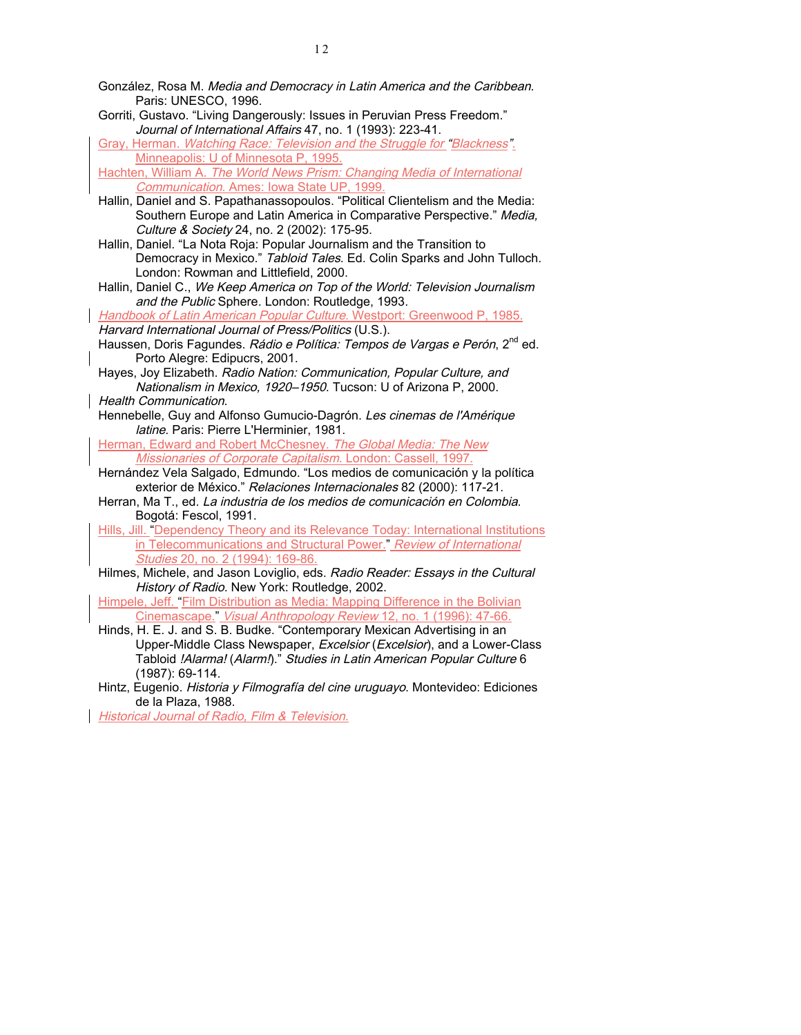González, Rosa M. *Media and Democracy in Latin America and the Caribbean*. Paris: UNESCO, 1996.

Gorriti, Gustavo. "Living Dangerously: Issues in Peruvian Press Freedom." *Journal of International Affairs* 47, no. 1 (1993): 223-41.

Gray, Herman. *Watching Race: Television and the Struggle for "Blackness"*. Minneapolis: U of Minnesota P, 1995.

Hachten, William A. *The World News Prism: Changing Media of International Communication*. Ames: Iowa State UP, 1999.

Hallin, Daniel and S. Papathanassopoulos. "Political Clientelism and the Media: Southern Europe and Latin America in Comparative Perspective." *Media, Culture & Society* 24, no. 2 (2002): 175-95.

Hallin, Daniel. "La Nota Roja: Popular Journalism and the Transition to Democracy in Mexico." *Tabloid Tales*. Ed. Colin Sparks and John Tulloch. London: Rowman and Littlefield, 2000.

Hallin, Daniel C., *We Keep America on Top of the World: Television Journalism and the Public* Sphere. London: Routledge, 1993.

*Handbook of Latin American Popular Culture*. Westport: Greenwood P, 1985.

*Harvard International Journal of Press/Politics* (U.S.).

Haussen, Doris Fagundes. *Rádio e Política: Tempos de Vargas e Perón*, 2nd ed. Porto Alegre: Edipucrs, 2001.

Hayes, Joy Elizabeth. *Radio Nation: Communication, Popular Culture, and Nationalism in Mexico, 1920–1950*. Tucson: U of Arizona P, 2000.

*Health Communication*.

Hennebelle, Guy and Alfonso Gumucio-Dagrón. *Les cinemas de l'Amérique latine*. Paris: Pierre L'Herminier, 1981.

Herman, Edward and Robert McChesney. *The Global Media: The New Missionaries of Corporate Capitalism*. London: Cassell, 1997.

Hernández Vela Salgado, Edmundo. "Los medios de comunicación y la política exterior de México." *Relaciones Internacionales* 82 (2000): 117-21.

Herran, Ma T., ed. *La industria de los medios de comunicación en Colombia*. Bogotá: Fescol, 1991.

Hills, Jill. "Dependency Theory and its Relevance Today: International Institutions in Telecommunications and Structural Power." *Review of International Studies* 20, no. 2 (1994): 169-86.

Hilmes, Michele, and Jason Loviglio, eds. *Radio Reader: Essays in the Cultural History of Radio*. New York: Routledge, 2002.

Himpele, Jeff. "Film Distribution as Media: Mapping Difference in the Bolivian Cinemascape." *Visual Anthropology Review* 12, no. 1 (1996): 47-66.

Hinds, H. E. J. and S. B. Budke. "Contemporary Mexican Advertising in an Upper-Middle Class Newspaper, *Excelsior* (*Excelsior*), and a Lower-Class Tabloid *!Alarma!* (*Alarm!*)." *Studies in Latin American Popular Culture* 6 (1987): 69-114.

Hintz, Eugenio. *Historia y Filmografía del cine uruguayo*. Montevideo: Ediciones de la Plaza, 1988.

*Historical Journal of Radio, Film & Television.*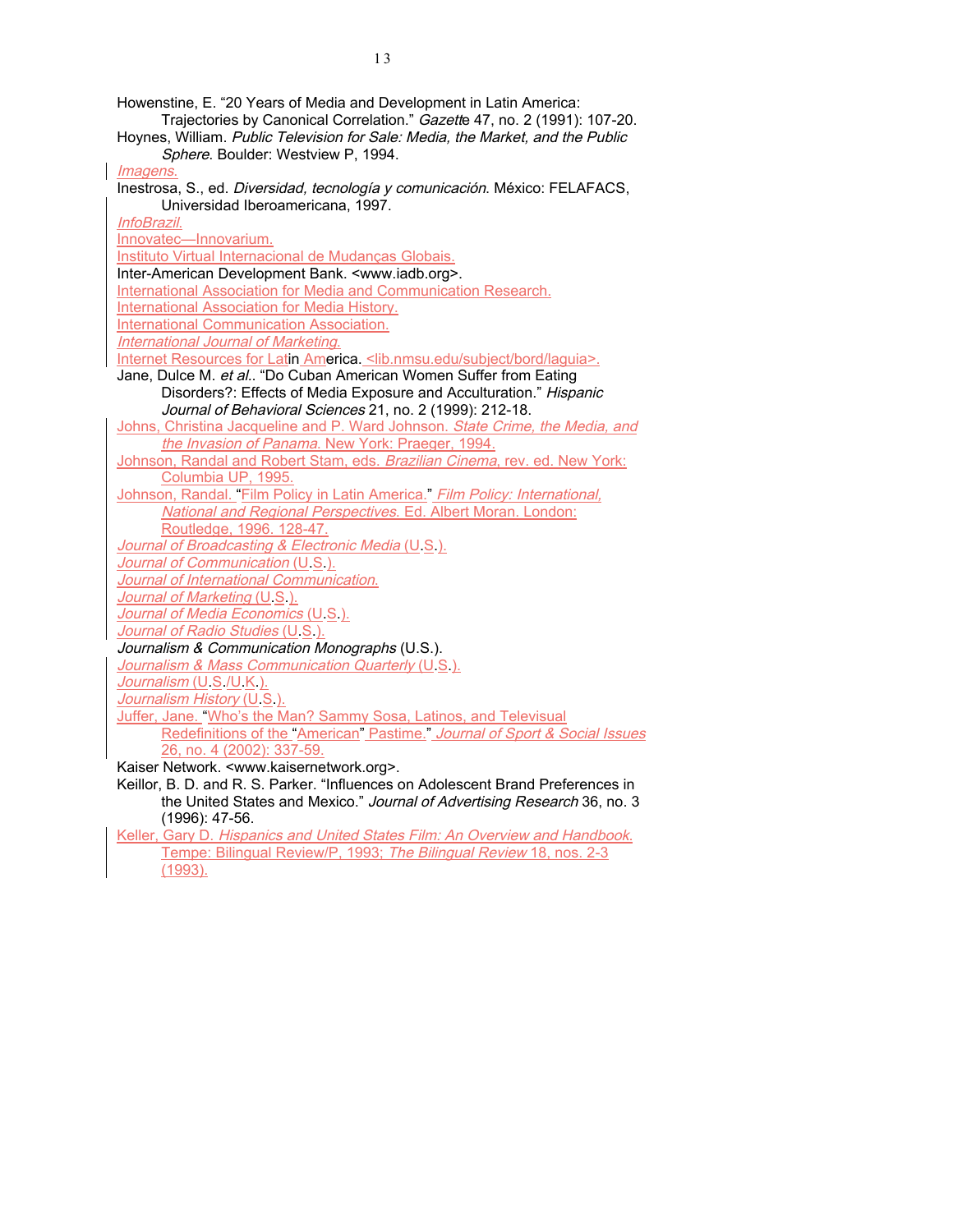Howenstine, E. “20 Years of Media and Development in Latin America: Trajectories by Canonical Correlation.” *Gazette* 47, no. 2 (1991): 107-20.

Hoynes, William. *Public Television for Sale: Media, the Market, and the Public Sphere*. Boulder: Westview P, 1994.

*Imagens.*

Inestrosa, S., ed. *Diversidad, tecnología y comunicación.* México: FELAFACS, Universidad Iberoamericana, 1997.

*InfoBrazil.*

Innovatec—Innovarium.

Instituto Virtual Internacional de Mudanças Globais.

Inter-American Development Bank. <www.iadb.org>.

International Association for Media and Communication Research.

International Association for Media History.

International Communication Association.

*International Journal of Marketing.*

Internet Resources for Latin America. <lib.nmsu.edu/subject/bord/laguia>.

Jane, Dulce M. *et al.*. “Do Cuban American Women Suffer from Eating Disorders?: Effects of Media Exposure and Acculturation.” *Hispanic Journal of Behavioral Sciences* 21, no. 2 (1999): 212-18.

Johns, Christina Jacqueline and P. Ward Johnson. *State Crime, the Media, and the Invasion of Panama.* New York: Praeger, 1994.

Johnson, Randal and Robert Stam, eds. *Brazilian Cinema*, rev. ed. New York: Columbia UP, 1995.

Johnson, Randal. “Film Policy in Latin America.” *Film Policy: International, National and Regional Perspectives.* Ed. Albert Moran. London: Routledge, 1996. 128-47.

*Journal of Broadcasting & Electronic Media* (U.S.).

*Journal of Communication* (U.S.).

*Journal of International Communication.*

*Journal of Marketing* (U.S.).

*Journal of Media Economics* (U.S.).

*Journal of Radio Studies* (U.S.).

*Journalism & Communication Monographs* (U.S.).

*Journalism & Mass Communication Quarterly* (U.S.).

*Journalism* (U.S./U.K.).

*Journalism History* (U.S.).

Juffer, Jane. “Who’s the Man? Sammy Sosa, Latinos, and Televisual Redefinitions of the “American” Pastime.” *Journal of Sport & Social Issues* 26, no. 4 (2002): 337-59.

Kaiser Network. <www.kaisernetwork.org>.

Keillor, B. D. and R. S. Parker. “Influences on Adolescent Brand Preferences in the United States and Mexico.” *Journal of Advertising Research* 36, no. 3 (1996): 47-56.

Keller, Gary D. *Hispanics and United States Film: An Overview and Handbook.* Tempe: Bilingual Review/P, 1993; *The Bilingual Review* 18, nos. 2-3 (1993).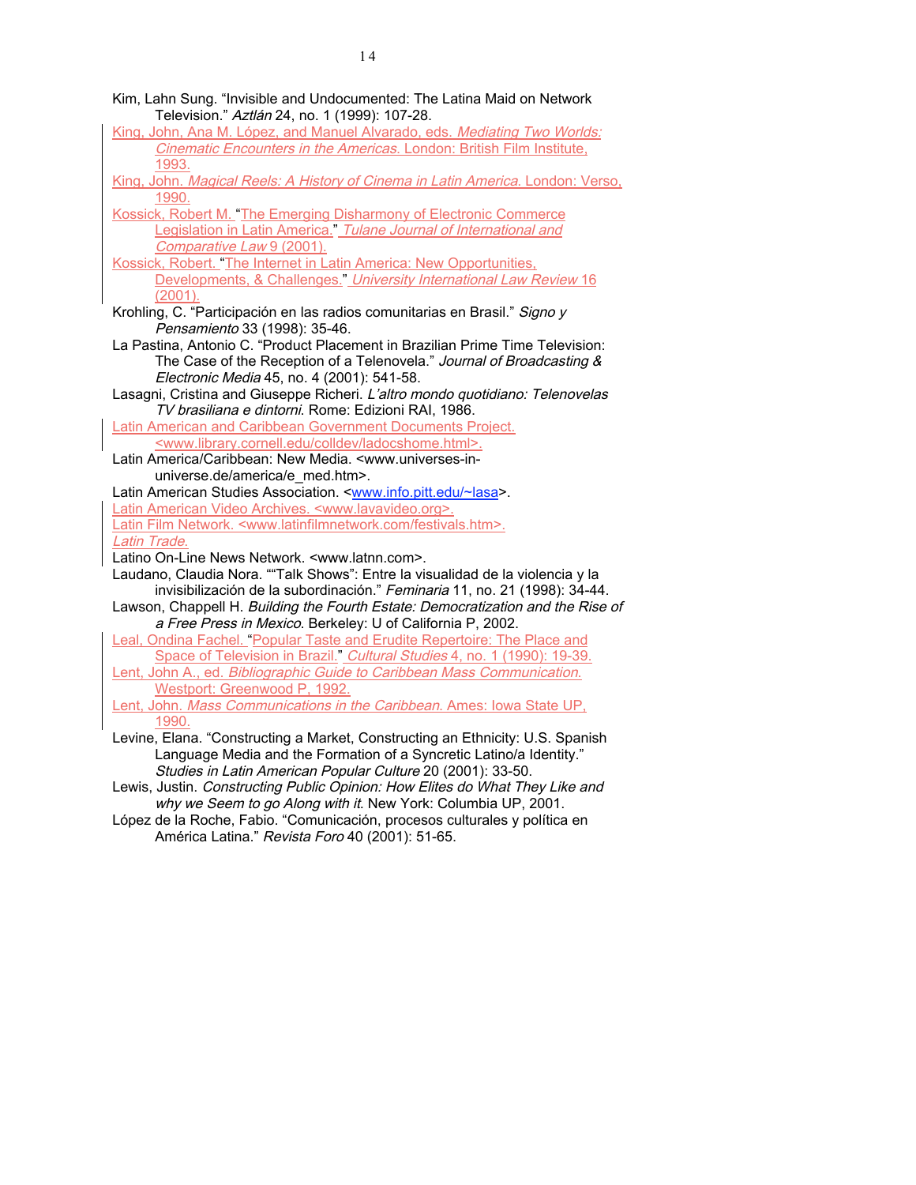Kim, Lahn Sung. “Invisible and Undocumented: The Latina Maid on Network Television.” *Aztlán* 24, no. 1 (1999): 107-28.

King, John, Ana M. López, and Manuel Alvarado, eds. *Mediating Two Worlds: Cinematic Encounters in the Americas*. London: British Film Institute, 1993.

King, John. *Magical Reels: A History of Cinema in Latin America*. London: Verso, 1990.

Kossick, Robert M. “The Emerging Disharmony of Electronic Commerce Legislation in Latin America.” *Tulane Journal of International and Comparative Law* 9 (2001).

Kossick, Robert. “The Internet in Latin America: New Opportunities, Developments, & Challenges.” *University International Law Review* 16 (2001).

Krohling, C. “Participación en las radios comunitarias en Brasil.” *Signo y Pensamiento* 33 (1998): 35-46.

La Pastina, Antonio C. “Product Placement in Brazilian Prime Time Television: The Case of the Reception of a Telenovela.” *Journal of Broadcasting & Electronic Media* 45, no. 4 (2001): 541-58.

Lasagni, Cristina and Giuseppe Richeri. *L’altro mondo quotidiano: Telenovelas TV brasiliana e dintorni*. Rome: Edizioni RAI, 1986.

Latin American and Caribbean Government Documents Project. <www.library.cornell.edu/colldev/ladocshome.html>.

Latin America/Caribbean: New Media. <www.universes-in-universe.de/america/e_med.htm>.

Latin American Studies Association. <www.info.pitt.edu/~lasa>.

Latin American Video Archives. <www.lavavideo.org>.

Latin Film Network. <www.latinfilmnetwork.com/festivals.htm>.

*Latin Trade*.

Latino On-Line News Network. <www.latnn.com>.

Laudano, Claudia Nora. ““Talk Shows”: Entre la visualidad de la violencia y la invisibilización de la subordinación.” *Feminaria* 11, no. 21 (1998): 34-44.

Lawson, Chappell H. *Building the Fourth Estate: Democratization and the Rise of a Free Press in Mexico*. Berkeley: U of California P, 2002.

Leal, Ondina Fachel. “Popular Taste and Erudite Repertoire: The Place and Space of Television in Brazil.” *Cultural Studies* 4, no. 1 (1990): 19-39.

Lent, John A., ed. *Bibliographic Guide to Caribbean Mass Communication*. Westport: Greenwood P, 1992.

Lent, John. *Mass Communications in the Caribbean*. Ames: Iowa State UP, 1990.

Levine, Elana. “Constructing a Market, Constructing an Ethnicity: U.S. Spanish Language Media and the Formation of a Syncretic Latino/a Identity.” *Studies in Latin American Popular Culture* 20 (2001): 33-50.

Lewis, Justin. *Constructing Public Opinion: How Elites do What They Like and why we Seem to go Along with it*. New York: Columbia UP, 2001.

López de la Roche, Fabio. “Comunicación, procesos culturales y política en América Latina.” *Revista Foro* 40 (2001): 51-65.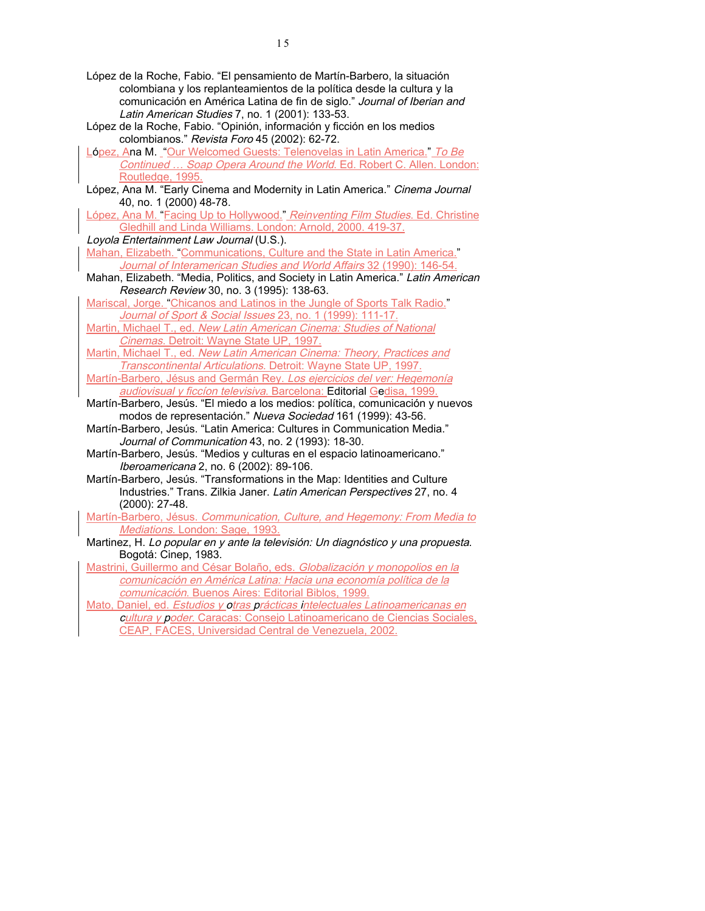López de la Roche, Fabio. "El pensamiento de Martín-Barbero, la situación colombiana y los replanteamientos de la política desde la cultura y la comunicación en América Latina de fin de siglo." *Journal of Iberian and Latin American Studies* 7, no. 1 (2001): 133-53.

López de la Roche, Fabio. "Opinión, información y ficción en los medios colombianos." *Revista Foro* 45 (2002): 62-72.

López, Ana M. "Our Welcomed Guests: Telenovelas in Latin America." *To Be Continued … Soap Opera Around the World.* Ed. Robert C. Allen. London: Routledge, 1995.

López, Ana M. "Early Cinema and Modernity in Latin America." *Cinema Journal* 40, no. 1 (2000) 48-78.

López, Ana M. "Facing Up to Hollywood." *Reinventing Film Studies.* Ed. Christine Gledhill and Linda Williams. London: Arnold, 2000. 419-37.

*Loyola Entertainment Law Journal* (U.S.).

Mahan, Elizabeth. "Communications, Culture and the State in Latin America." *Journal of Interamerican Studies and World Affairs* 32 (1990): 146-54.

Mahan, Elizabeth. "Media, Politics, and Society in Latin America." *Latin American Research Review* 30, no. 3 (1995): 138-63.

Mariscal, Jorge. "Chicanos and Latinos in the Jungle of Sports Talk Radio." *Journal of Sport & Social Issues* 23, no. 1 (1999): 111-17.

Martin, Michael T., ed. *New Latin American Cinema: Studies of National Cinemas.* Detroit: Wayne State UP, 1997.

Martin, Michael T., ed. *New Latin American Cinema: Theory, Practices and Transcontinental Articulations.* Detroit: Wayne State UP, 1997.

Martín-Barbero, Jésus and Germán Rey. *Los ejercicios del ver: Hegemonía audiovisual y ficcíon televisiva.* Barcelona: Editorial Gedisa, 1999.

Martín-Barbero, Jesús. "El miedo a los medios: política, comunicación y nuevos modos de representación." *Nueva Sociedad* 161 (1999): 43-56.

Martín-Barbero, Jesús. "Latin America: Cultures in Communication Media." *Journal of Communication* 43, no. 2 (1993): 18-30.

Martín-Barbero, Jesús. "Medios y culturas en el espacio latinoamericano." *Iberoamericana* 2, no. 6 (2002): 89-106.

Martín-Barbero, Jesús. "Transformations in the Map: Identities and Culture Industries." Trans. Zilkia Janer. *Latin American Perspectives* 27, no. 4 (2000): 27-48.

Martín-Barbero, Jésus. *Communication, Culture, and Hegemony: From Media to Mediations.* London: Sage, 1993.

Martinez, H. *Lo popular en y ante la televisión: Un diagnóstico y una propuesta.* Bogotá: Cinep, 1983.

Mastrini, Guillermo and César Bolaño, eds. *Globalización y monopolios en la comunicación en América Latina: Hacia una economía política de la comunicación.* Buenos Aires: Editorial Biblos, 1999.

Mato, Daniel, ed. *Estudios y otras prácticas intelectuales Latinoamericanas en cultura y poder.* Caracas: Consejo Latinoamericano de Ciencias Sociales, CEAP, FACES, Universidad Central de Venezuela, 2002.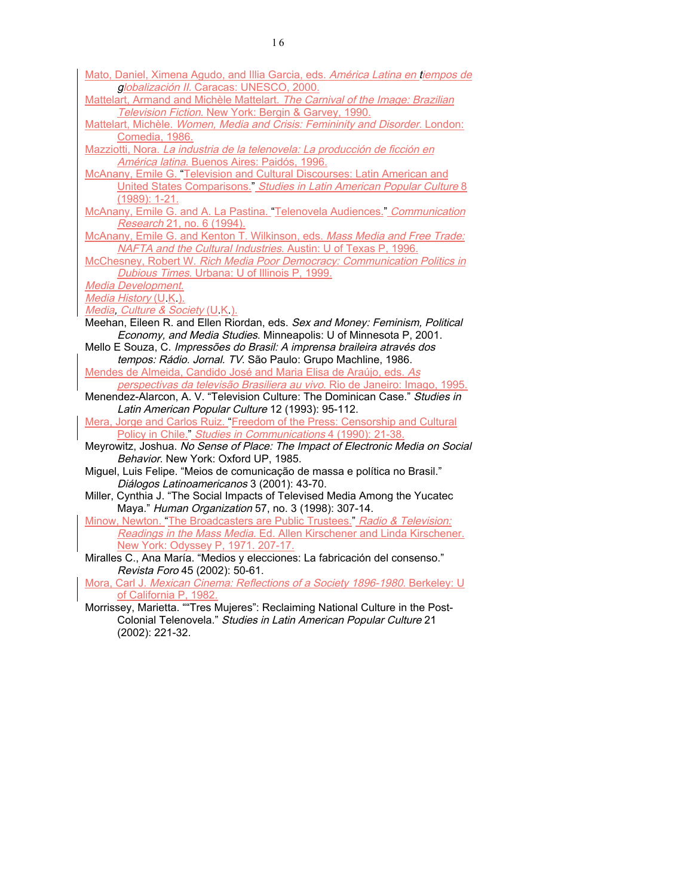Mato, Daniel, Ximena Agudo, and Illia Garcia, eds. *América Latina en tiempos de globalización II*. Caracas: UNESCO, 2000.

Mattelart, Armand and Michèle Mattelart. *The Carnival of the Image: Brazilian Television Fiction*. New York: Bergin & Garvey, 1990.

Mattelart, Michèle. *Women, Media and Crisis: Femininity and Disorder*. London: Comedia, 1986.

Mazziotti, Nora. *La industria de la telenovela: La producción de ficción en América latina*. Buenos Aires: Paidós, 1996.

McAnany, Emile G. "Television and Cultural Discourses: Latin American and United States Comparisons." *Studies in Latin American Popular Culture* 8 (1989): 1-21.

McAnany, Emile G. and A. La Pastina. "Telenovela Audiences." *Communication Research* 21, no. 6 (1994).

McAnany, Emile G. and Kenton T. Wilkinson, eds. *Mass Media and Free Trade: NAFTA and the Cultural Industries*. Austin: U of Texas P, 1996.

McChesney, Robert W. *Rich Media Poor Democracy: Communication Politics in Dubious Times*. Urbana: U of Illinois P, 1999.

*Media Development*.

*Media History* (U.K.).

*Media, Culture & Society* (U.K.).

Meehan, Eileen R. and Ellen Riordan, eds. *Sex and Money: Feminism, Political Economy, and Media Studies*. Minneapolis: U of Minnesota P, 2001.

Mello E Souza, C. *Impressões do Brasil: A imprensa braileira através dos tempos: Rádio. Jornal. TV*. São Paulo: Grupo Machline, 1986.

Mendes de Almeida, Candido José and Maria Elisa de Araújo, eds. *As perspectivas da televisão Brasiliera au vivo*. Rio de Janeiro: Imago, 1995.

Menendez-Alarcon, A. V. "Television Culture: The Dominican Case." *Studies in Latin American Popular Culture* 12 (1993): 95-112.

Mera, Jorge and Carlos Ruiz. "Freedom of the Press: Censorship and Cultural Policy in Chile." *Studies in Communications* 4 (1990): 21-38.

Meyrowitz, Joshua. *No Sense of Place: The Impact of Electronic Media on Social Behavior*. New York: Oxford UP, 1985.

Miguel, Luis Felipe. "Meios de comunicação de massa e política no Brasil." *Diálogos Latinoamericanos* 3 (2001): 43-70.

Miller, Cynthia J. "The Social Impacts of Televised Media Among the Yucatec Maya." *Human Organization* 57, no. 3 (1998): 307-14.

Minow, Newton. "The Broadcasters are Public Trustees." *Radio & Television: Readings in the Mass Media*. Ed. Allen Kirschener and Linda Kirschener. New York: Odyssey P, 1971. 207-17.

Miralles C., Ana María. "Medios y elecciones: La fabricación del consenso." *Revista Foro* 45 (2002): 50-61.

Mora, Carl J. *Mexican Cinema: Reflections of a Society 1896-1980*. Berkeley: U of California P, 1982.

Morrissey, Marietta. ""Tres Mujeres": Reclaiming National Culture in the Post-Colonial Telenovela." *Studies in Latin American Popular Culture* 21 (2002): 221-32.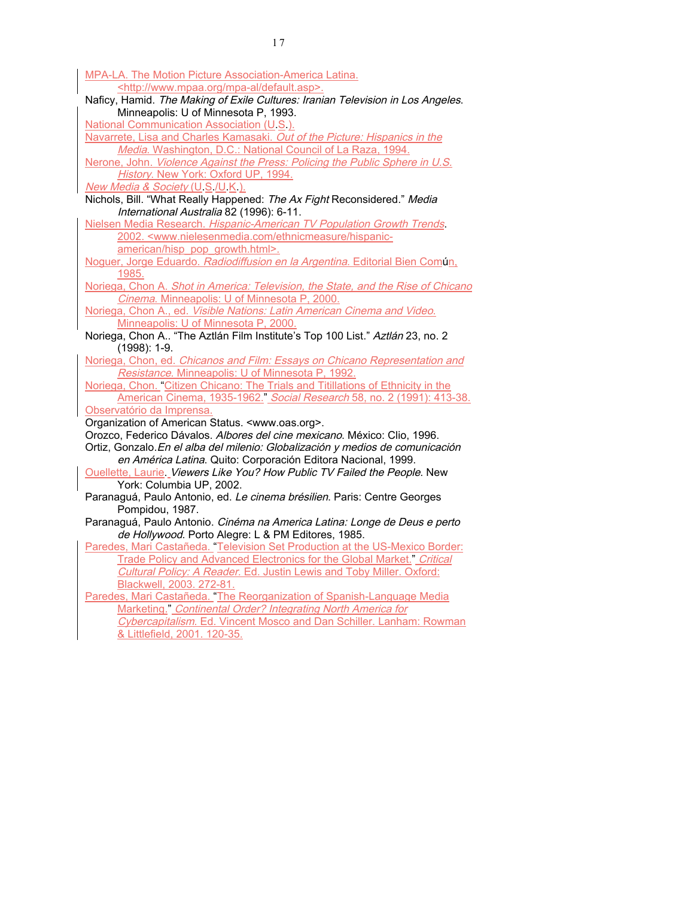MPA-LA. The Motion Picture Association-America Latina. <http://www.mpaa.org/mpa-al/default.asp>.

Naficy, Hamid. *The Making of Exile Cultures: Iranian Television in Los Angeles*. Minneapolis: U of Minnesota P, 1993.

National Communication Association (U.S.).

Navarrete, Lisa and Charles Kamasaki. *Out of the Picture: Hispanics in the Media*. Washington, D.C.: National Council of La Raza, 1994.

Nerone, John. *Violence Against the Press: Policing the Public Sphere in U.S. History*. New York: Oxford UP, 1994.

*New Media & Society* (U.S./U.K.).

Nichols, Bill. "What Really Happened: *The Ax Fight* Reconsidered." *Media International Australia* 82 (1996): 6-11.

Nielsen Media Research. *Hispanic-American TV Population Growth Trends*. 2002. <www.nielsenmedia.com/ethnicmeasure/hispanic-american/hisp_pop_growth.html>.

Noguer, Jorge Eduardo. *Radiodiffusion en la Argentina*. Editorial Bien Común, 1985.

Noriega, Chon A. *Shot in America: Television, the State, and the Rise of Chicano Cinema*. Minneapolis: U of Minnesota P, 2000.

Noriega, Chon A., ed. *Visible Nations: Latin American Cinema and Video*. Minneapolis: U of Minnesota P, 2000.

Noriega, Chon A.. "The Aztlán Film Institute's Top 100 List." *Aztlán* 23, no. 2 (1998): 1-9.

Noriega, Chon, ed. *Chicanos and Film: Essays on Chicano Representation and Resistance*. Minneapolis: U of Minnesota P, 1992.

Noriega, Chon. "Citizen Chicano: The Trials and Titillations of Ethnicity in the American Cinema, 1935-1962." *Social Research* 58, no. 2 (1991): 413-38.

Observatório da Imprensa.

Organization of American Status. <www.oas.org>.

Orozco, Federico Dávalos. *Albores del cine mexicano*. México: Clio, 1996.

Ortiz, Gonzalo. *En el alba del milenio: Globalización y medios de comunicación en América Latina*. Quito: Corporación Editora Nacional, 1999.

Ouellette, Laurie. *Viewers Like You? How Public TV Failed the People*. New York: Columbia UP, 2002.

Paranaguá, Paulo Antonio, ed. *Le cinema brésilien*. Paris: Centre Georges Pompidou, 1987.

Paranaguá, Paulo Antonio. *Cinéma na America Latina: Longe de Deus e perto de Hollywood*. Porto Alegre: L & PM Editores, 1985.

Paredes, Mari Castañeda. "Television Set Production at the US-Mexico Border: Trade Policy and Advanced Electronics for the Global Market." *Critical Cultural Policy: A Reader*. Ed. Justin Lewis and Toby Miller. Oxford: Blackwell, 2003. 272-81.

Paredes, Mari Castañeda. "The Reorganization of Spanish-Language Media Marketing." *Continental Order? Integrating North America for Cybercapitalism*. Ed. Vincent Mosco and Dan Schiller. Lanham: Rowman & Littlefield, 2001. 120-35.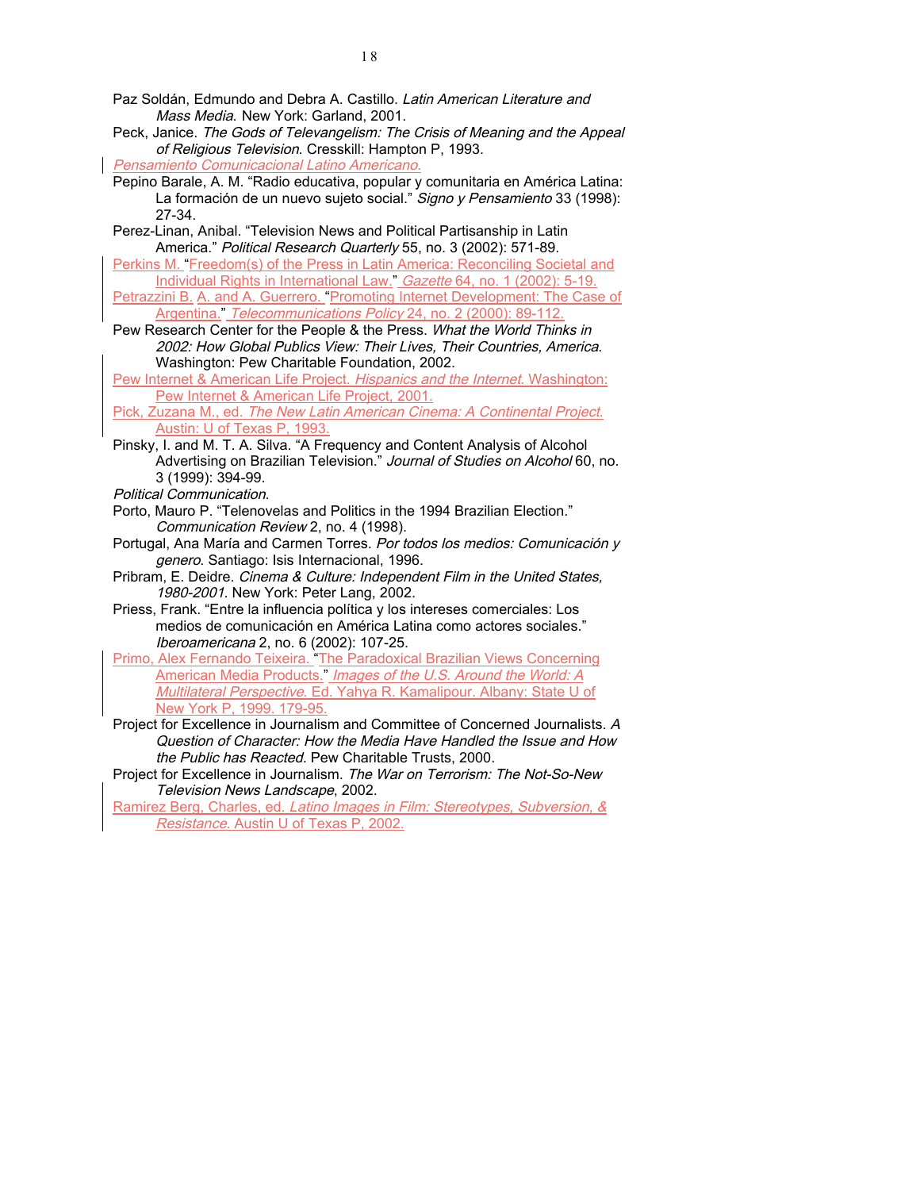Paz Soldán, Edmundo and Debra A. Castillo. *Latin American Literature and Mass Media.* New York: Garland, 2001.

Peck, Janice. *The Gods of Televangelism: The Crisis of Meaning and the Appeal of Religious Television*. Cresskill: Hampton P, 1993.

*Pensamiento Comunicacional Latino Americano.*

Pepino Barale, A. M. "Radio educativa, popular y comunitaria en América Latina: La formación de un nuevo sujeto social." *Signo y Pensamiento* 33 (1998): 27-34.

Perez-Linan, Anibal. "Television News and Political Partisanship in Latin America." *Political Research Quarterly* 55, no. 3 (2002): 571-89.

Perkins M. "Freedom(s) of the Press in Latin America: Reconciling Societal and Individual Rights in International Law." *Gazette* 64, no. 1 (2002): 5-19.

Petrazzini B. A. and A. Guerrero. "Promoting Internet Development: The Case of Argentina." *Telecommunications Policy* 24, no. 2 (2000): 89-112.

Pew Research Center for the People & the Press. *What the World Thinks in 2002: How Global Publics View: Their Lives, Their Countries, America*. Washington: Pew Charitable Foundation, 2002.

Pew Internet & American Life Project. *Hispanics and the Internet.* Washington: Pew Internet & American Life Project, 2001.

Pick, Zuzana M., ed. *The New Latin American Cinema: A Continental Project.* Austin: U of Texas P, 1993.

Pinsky, I. and M. T. A. Silva. "A Frequency and Content Analysis of Alcohol Advertising on Brazilian Television." *Journal of Studies on Alcohol* 60, no. 3 (1999): 394-99.

*Political Communication*.

Porto, Mauro P. "Telenovelas and Politics in the 1994 Brazilian Election." *Communication Review* 2, no. 4 (1998).

Portugal, Ana María and Carmen Torres. *Por todos los medios: Comunicación y genero*. Santiago: Isis Internacional, 1996.

Pribram, E. Deidre. *Cinema & Culture: Independent Film in the United States, 1980-2001*. New York: Peter Lang, 2002.

Priess, Frank. "Entre la influencia política y los intereses comerciales: Los medios de comunicación en América Latina como actores sociales." *Iberoamericana* 2, no. 6 (2002): 107-25.

Primo, Alex Fernando Teixeira. "The Paradoxical Brazilian Views Concerning American Media Products." *Images of the U.S. Around the World: A Multilateral Perspective.* Ed. Yahya R. Kamalipour. Albany: State U of New York P, 1999. 179-95.

Project for Excellence in Journalism and Committee of Concerned Journalists. *A Question of Character: How the Media Have Handled the Issue and How the Public has Reacted*. Pew Charitable Trusts, 2000.

Project for Excellence in Journalism. *The War on Terrorism: The Not-So-New Television News Landscape*, 2002.

Ramirez Berg, Charles, ed. *Latino Images in Film: Stereotypes, Subversion, & Resistance.* Austin U of Texas P, 2002.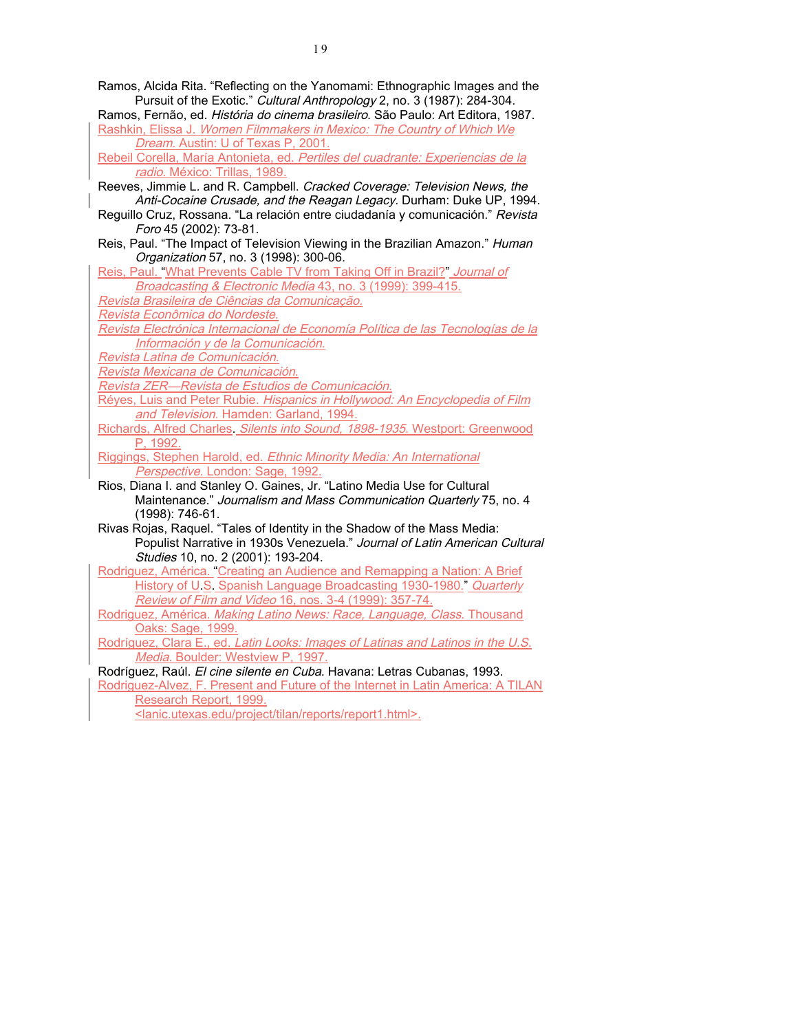Ramos, Alcida Rita. "Reflecting on the Yanomami: Ethnographic Images and the Pursuit of the Exotic." *Cultural Anthropology* 2, no. 3 (1987): 284-304.

Ramos, Fernão, ed. *História do cinema brasileiro.* São Paulo: Art Editora, 1987.

Rashkin, Elissa J. *Women Filmmakers in Mexico: The Country of Which We Dream.* Austin: U of Texas P, 2001.

Rebeil Corella, María Antonieta, ed. *Pertiles del cuadrante: Experiencias de la radio.* México: Trillas, 1989.

Reeves, Jimmie L. and R. Campbell. *Cracked Coverage: Television News, the Anti-Cocaine Crusade, and the Reagan Legacy.* Durham: Duke UP, 1994.

Reguillo Cruz, Rossana. "La relación entre ciudadanía y comunicación." *Revista Foro* 45 (2002): 73-81.

Reis, Paul. "The Impact of Television Viewing in the Brazilian Amazon." *Human Organization* 57, no. 3 (1998): 300-06.

Reis, Paul. "What Prevents Cable TV from Taking Off in Brazil?" *Journal of Broadcasting & Electronic Media* 43, no. 3 (1999): 399-415.

*Revista Brasileira de Ciências da Comunicação.*

*Revista Econômica do Nordeste.*

*Revista Electrónica Internacional de Economía Política de las Tecnologías de la Información y de la Comunicación.*

*Revista Latina de Comunicación.*

*Revista Mexicana de Comunicación.*

*Revista ZER—Revista de Estudios de Comunicación.*

Réyes, Luis and Peter Rubie. *Hispanics in Hollywood: An Encyclopedia of Film and Television.* Hamden: Garland, 1994.

Richards, Alfred Charles. *Silents into Sound, 1898-1935.* Westport: Greenwood P, 1992.

Riggings, Stephen Harold, ed. *Ethnic Minority Media: An International Perspective.* London: Sage, 1992.

Rios, Diana I. and Stanley O. Gaines, Jr. "Latino Media Use for Cultural Maintenance." *Journalism and Mass Communication Quarterly* 75, no. 4 (1998): 746-61.

Rivas Rojas, Raquel. "Tales of Identity in the Shadow of the Mass Media: Populist Narrative in 1930s Venezuela." *Journal of Latin American Cultural Studies* 10, no. 2 (2001): 193-204.

Rodriguez, América. "Creating an Audience and Remapping a Nation: A Brief History of U.S. Spanish Language Broadcasting 1930-1980." *Quarterly Review of Film and Video* 16, nos. 3-4 (1999): 357-74.

Rodriguez, América. *Making Latino News: Race, Language, Class.* Thousand Oaks: Sage, 1999.

Rodríguez, Clara E., ed. *Latin Looks: Images of Latinas and Latinos in the U.S. Media.* Boulder: Westview P, 1997.

Rodríguez, Raúl. *El cine silente en Cuba.* Havana: Letras Cubanas, 1993.

Rodriguez-Alvez, F. Present and Future of the Internet in Latin America: A TILAN Research Report, 1999. <lanic.utexas.edu/project/tilan/reports/report1.html>.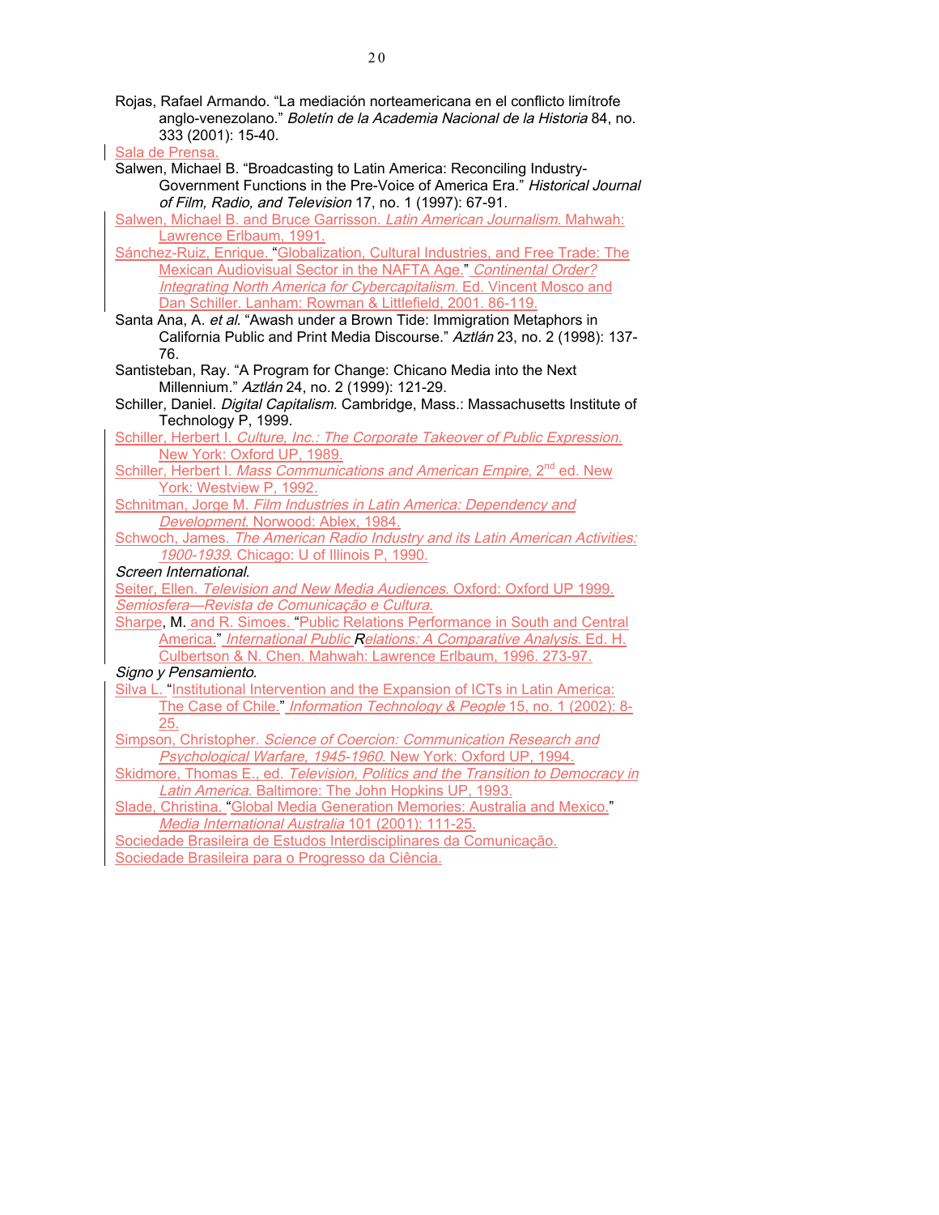Rojas, Rafael Armando. "La mediación norteamericana en el conflicto limítrofe anglo-venezolano." *Boletín de la Academia Nacional de la Historia* 84, no. 333 (2001): 15-40.

Sala de Prensa.

Salwen, Michael B. "Broadcasting to Latin America: Reconciling Industry-Government Functions in the Pre-Voice of America Era." *Historical Journal of Film, Radio, and Television* 17, no. 1 (1997): 67-91.

Salwen, Michael B. and Bruce Garrisson. *Latin American Journalism*. Mahwah: Lawrence Erlbaum, 1991.

Sánchez-Ruiz, Enrique. "Globalization, Cultural Industries, and Free Trade: The Mexican Audiovisual Sector in the NAFTA Age." *Continental Order? Integrating North America for Cybercapitalism*. Ed. Vincent Mosco and Dan Schiller. Lanham: Rowman & Littlefield, 2001. 86-119.

Santa Ana, A. *et al.* "Awash under a Brown Tide: Immigration Metaphors in California Public and Print Media Discourse." *Aztlán* 23, no. 2 (1998): 137-76.

Santisteban, Ray. "A Program for Change: Chicano Media into the Next Millennium." *Aztlán* 24, no. 2 (1999): 121-29.

Schiller, Daniel. *Digital Capitalism*. Cambridge, Mass.: Massachusetts Institute of Technology P, 1999.

Schiller, Herbert I. *Culture, Inc.: The Corporate Takeover of Public Expression.* New York: Oxford UP, 1989.

Schiller, Herbert I. *Mass Communications and American Empire*, 2nd ed. New York: Westview P, 1992.

Schnitman, Jorge M. *Film Industries in Latin America: Dependency and Development*. Norwood: Ablex, 1984.

Schwoch, James. *The American Radio Industry and its Latin American Activities: 1900-1939*. Chicago: U of Illinois P, 1990.

*Screen International*.

Seiter, Ellen. *Television and New Media Audiences*. Oxford: Oxford UP 1999.

*Semiosfera—Revista de Comunicação e Cultura.*

Sharpe, M. and R. Simoes. "Public Relations Performance in South and Central America." *International Public Relations: A Comparative Analysis*. Ed. H. Culbertson & N. Chen. Mahwah: Lawrence Erlbaum, 1996. 273-97.

*Signo y Pensamiento*.

Silva L. "Institutional Intervention and the Expansion of ICTs in Latin America: The Case of Chile." *Information Technology & People* 15, no. 1 (2002): 8-25.

Simpson, Christopher. *Science of Coercion: Communication Research and Psychological Warfare, 1945-1960*. New York: Oxford UP, 1994.

Skidmore, Thomas E., ed. *Television, Politics and the Transition to Democracy in Latin America*. Baltimore: The John Hopkins UP, 1993.

Slade, Christina. "Global Media Generation Memories: Australia and Mexico." *Media International Australia* 101 (2001): 111-25.

Sociedade Brasileira de Estudos Interdisciplinares da Comunicação.

Sociedade Brasileira para o Progresso da Ciência.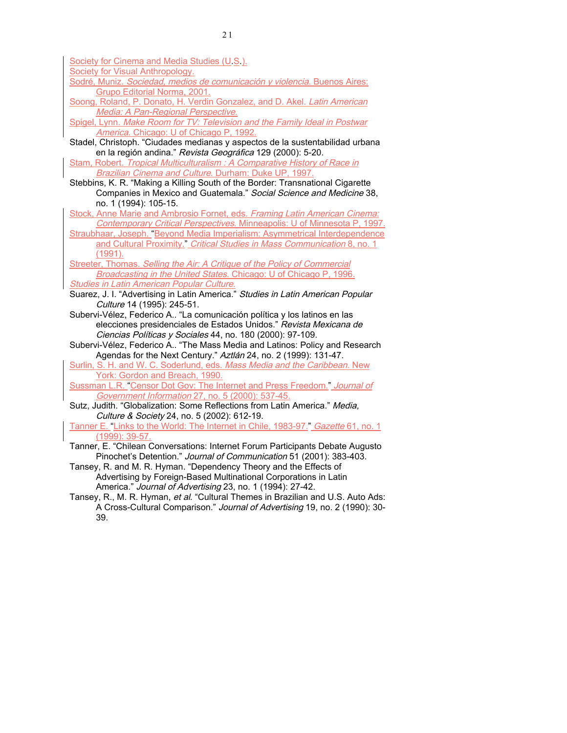Society for Cinema and Media Studies (U.S.).

Society for Visual Anthropology.

Sodré, Muniz. *Sociedad, medios de comunicación y violencia*. Buenos Aires: Grupo Editorial Norma, 2001.

Soong, Roland, P. Donato, H. Verdin Gonzalez, and D. Akel. *Latin American Media: A Pan-Regional Perspective.*

Spigel, Lynn. *Make Room for TV: Television and the Family Ideal in Postwar America.* Chicago: U of Chicago P, 1992.

Stadel, Christoph. "Ciudades medianas y aspectos de la sustentabilidad urbana en la región andina." *Revista Geográfica* 129 (2000): 5-20.

Stam, Robert. *Tropical Multiculturalism : A Comparative History of Race in Brazilian Cinema and Culture.* Durham: Duke UP, 1997.

Stebbins, K. R. "Making a Killing South of the Border: Transnational Cigarette Companies in Mexico and Guatemala." *Social Science and Medicine* 38, no. 1 (1994): 105-15.

Stock, Anne Marie and Ambrosio Fornet, eds. *Framing Latin American Cinema: Contemporary Critical Perspectives*. Minneapolis: U of Minnesota P, 1997.

Straubhaar, Joseph. "Beyond Media Imperialism: Asymmetrical Interdependence and Cultural Proximity." *Critical Studies in Mass Communication* 8, no. 1 (1991).

Streeter, Thomas. *Selling the Air: A Critique of the Policy of Commercial Broadcasting in the United States*. Chicago: U of Chicago P, 1996.

*Studies in Latin American Popular Culture.*

Suarez, J. I. "Advertising in Latin America." *Studies in Latin American Popular Culture* 14 (1995): 245-51.

Subervi-Vélez, Federico A.. "La comunicación política y los latinos en las elecciones presidenciales de Estados Unidos." *Revista Mexicana de Ciencias Políticas y Sociales* 44, no. 180 (2000): 97-109.

Subervi-Vélez, Federico A.. "The Mass Media and Latinos: Policy and Research Agendas for the Next Century." *Aztlán* 24, no. 2 (1999): 131-47.

Surlin, S. H. and W. C. Soderlund, eds. *Mass Media and the Caribbean.* New York: Gordon and Breach, 1990.

Sussman L.R. "Censor Dot Gov: The Internet and Press Freedom." *Journal of Government Information* 27, no. 5 (2000): 537-45.

Sutz, Judith. "Globalization: Some Reflections from Latin America." *Media, Culture & Society* 24, no. 5 (2002): 612-19.

Tanner E. "Links to the World: The Internet in Chile, 1983-97." *Gazette* 61, no. 1 (1999): 39-57.

Tanner, E. "Chilean Conversations: Internet Forum Participants Debate Augusto Pinochet's Detention." *Journal of Communication* 51 (2001): 383-403.

Tansey, R. and M. R. Hyman. "Dependency Theory and the Effects of Advertising by Foreign-Based Multinational Corporations in Latin America." *Journal of Advertising* 23, no. 1 (1994): 27-42.

Tansey, R., M. R. Hyman, *et al.* "Cultural Themes in Brazilian and U.S. Auto Ads: A Cross-Cultural Comparison." *Journal of Advertising* 19, no. 2 (1990): 30-39.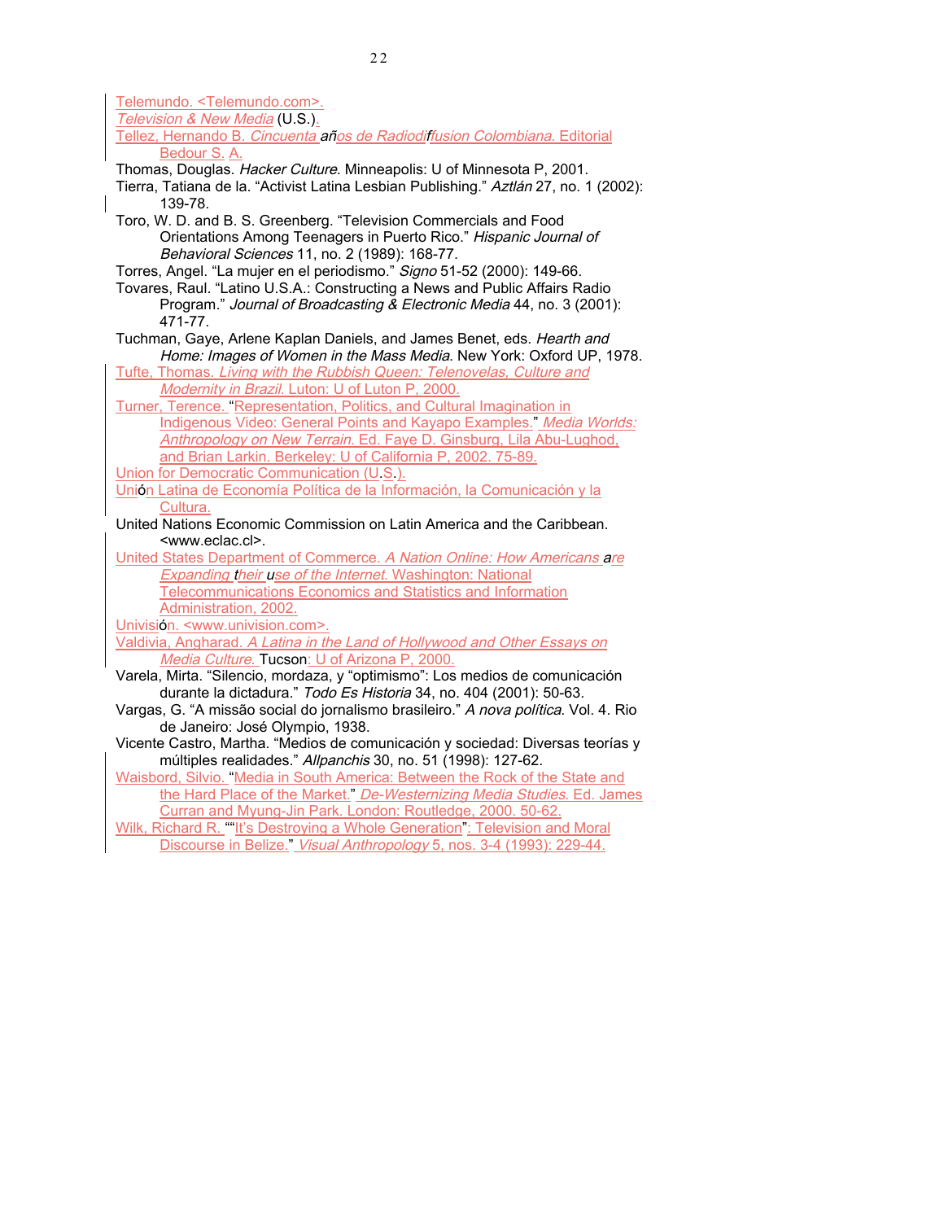Telemundo. <Telemundo.com>.

*Television & New Media* (U.S.).

Tellez, Hernando B. *Cincuenta años de Radiodiffusion Colombiana*. Editorial Bedour S. A.

Thomas, Douglas. *Hacker Culture*. Minneapolis: U of Minnesota P, 2001.

Tierra, Tatiana de la. "Activist Latina Lesbian Publishing." *Aztlán* 27, no. 1 (2002): 139-78.

Toro, W. D. and B. S. Greenberg. "Television Commercials and Food Orientations Among Teenagers in Puerto Rico." *Hispanic Journal of Behavioral Sciences* 11, no. 2 (1989): 168-77.

Torres, Angel. "La mujer en el periodismo." *Signo* 51-52 (2000): 149-66.

Tovares, Raul. "Latino U.S.A.: Constructing a News and Public Affairs Radio Program." *Journal of Broadcasting & Electronic Media* 44, no. 3 (2001): 471-77.

Tuchman, Gaye, Arlene Kaplan Daniels, and James Benet, eds. *Hearth and Home: Images of Women in the Mass Media*. New York: Oxford UP, 1978.

Tufte, Thomas. *Living with the Rubbish Queen: Telenovelas, Culture and Modernity in Brazil*. Luton: U of Luton P, 2000.

Turner, Terence. "Representation, Politics, and Cultural Imagination in Indigenous Video: General Points and Kayapo Examples." *Media Worlds: Anthropology on New Terrain*. Ed. Faye D. Ginsburg, Lila Abu-Lughod, and Brian Larkin. Berkeley: U of California P, 2002. 75-89.

Union for Democratic Communication (U.S.).

Unión Latina de Economía Política de la Información, la Comunicación y la Cultura.

United Nations Economic Commission on Latin America and the Caribbean. <www.eclac.cl>.

United States Department of Commerce. *A Nation Online: How Americans are Expanding their use of the Internet*. Washington: National Telecommunications Economics and Statistics and Information Administration, 2002.

Univisión. <www.univision.com>.

Valdivia, Angharad. *A Latina in the Land of Hollywood and Other Essays on Media Culture*. Tucson: U of Arizona P, 2000.

Varela, Mirta. "Silencio, mordaza, y "optimismo": Los medios de comunicación durante la dictadura." *Todo Es Historia* 34, no. 404 (2001): 50-63.

Vargas, G. "A missão social do jornalismo brasileiro." *A nova política*. Vol. 4. Rio de Janeiro: José Olympio, 1938.

Vicente Castro, Martha. "Medios de comunicación y sociedad: Diversas teorías y múltiples realidades." *Allpanchis* 30, no. 51 (1998): 127-62.

Waisbord, Silvio. "Media in South America: Between the Rock of the State and the Hard Place of the Market." *De-Westernizing Media Studies*. Ed. James Curran and Myung-Jin Park. London: Routledge, 2000. 50-62.

Wilk, Richard R. ""It's Destroying a Whole Generation": Television and Moral Discourse in Belize." *Visual Anthropology* 5, nos. 3-4 (1993): 229-44.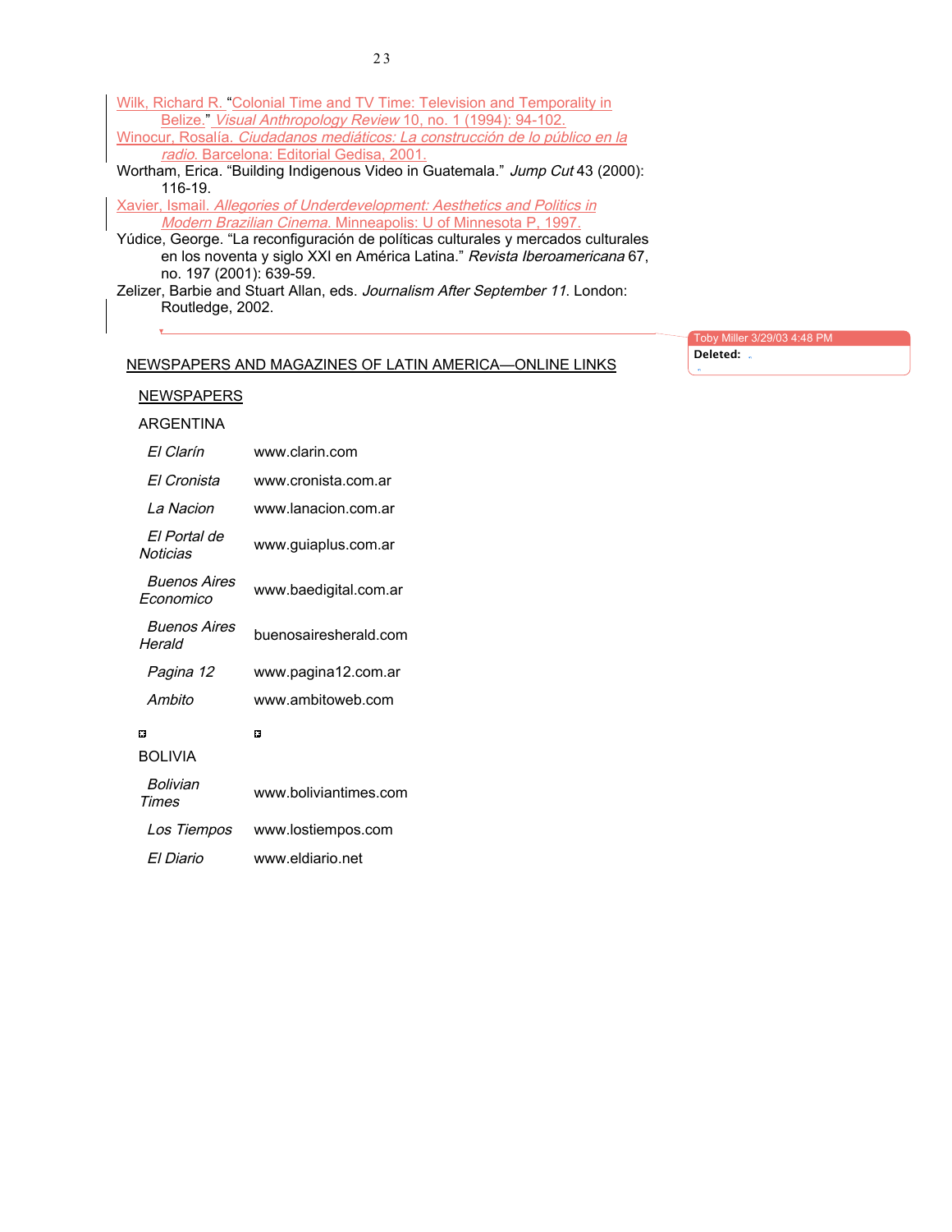Wilk, Richard R. "Colonial Time and TV Time: Television and Temporality in Belize." *Visual Anthropology Review* 10, no. 1 (1994): 94-102.

Winocur, Rosalía. *Ciudadanos mediáticos: La construcción de lo público en la radio*. Barcelona: Editorial Gedisa, 2001.

Wortham, Erica. "Building Indigenous Video in Guatemala." *Jump Cut* 43 (2000): 116-19.

Xavier, Ismail. *Allegories of Underdevelopment: Aesthetics and Politics in Modern Brazilian Cinema*. Minneapolis: U of Minnesota P, 1997.

Yúdice, George. "La reconfiguración de políticas culturales y mercados culturales en los noventa y siglo XXI en América Latina." *Revista Iberoamericana* 67, no. 197 (2001): 639-59.

Zelizer, Barbie and Stuart Allan, eds. *Journalism After September 11*. London: Routledge, 2002.

## NEWSPAPERS AND MAGAZINES OF LATIN AMERICA—ONLINE LINKS

### NEWSPAPERS

#### ARGENTINA

| | |
|---|---|
| *El Clarín* | www.clarin.com |
| *El Cronista* | www.cronista.com.ar |
| *La Nacion* | www.lanacion.com.ar |
| *El Portal de Noticias* | www.guiaplus.com.ar |
| *Buenos Aires Economico* | www.baedigital.com.ar |
| *Buenos Aires Herald* | buenosairesherald.com |
| *Pagina 12* | www.pagina12.com.ar |
| *Ambito* | www.ambitoweb.com |

#### BOLIVIA

| | |
|---|---|
| *Bolivian Times* | www.boliviantimes.com |
| *Los Tiempos* | www.lostiempos.com |
| *El Diario* | www.eldiario.net |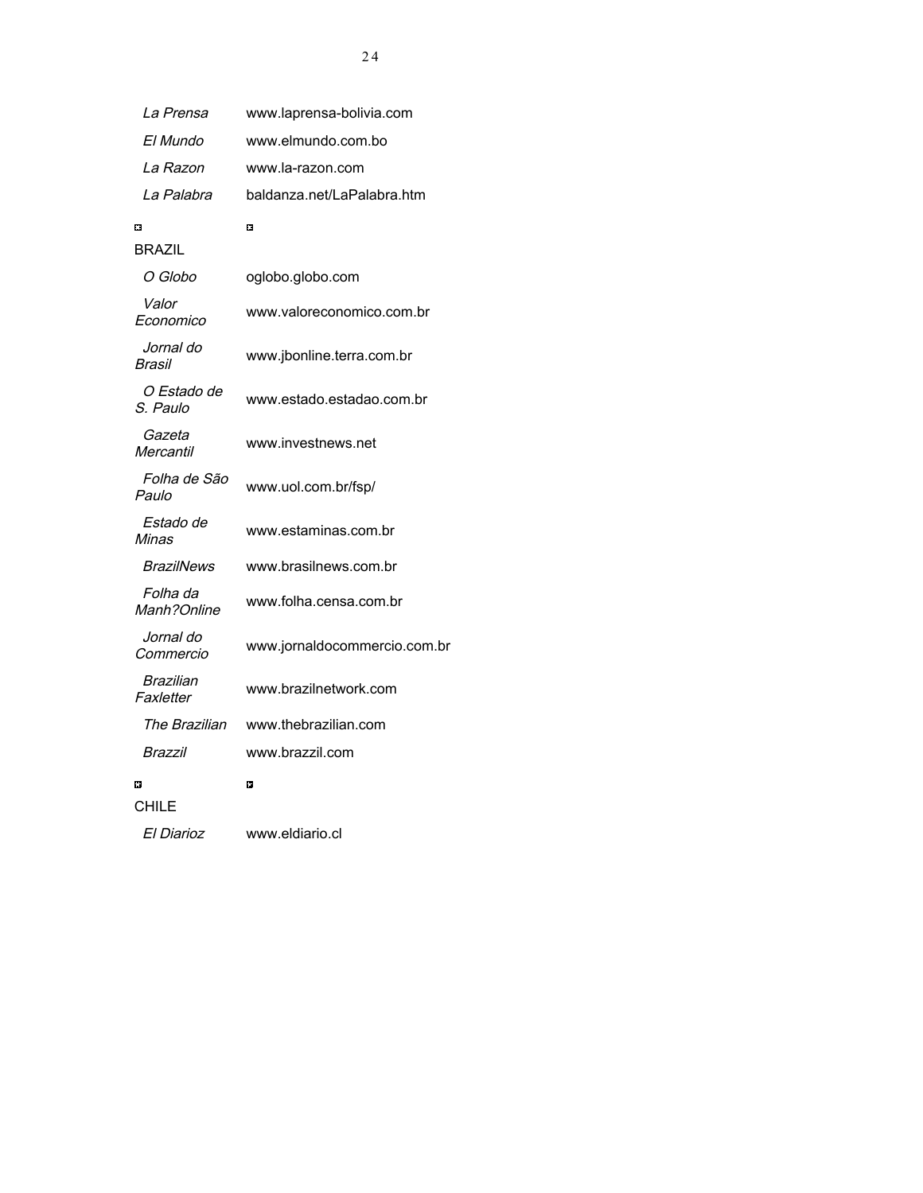| | |
|---|---|
| *La Prensa* | www.laprensa-bolivia.com |
| *El Mundo* | www.elmundo.com.bo |
| *La Razon* | www.la-razon.com |
| *La Palabra* | baldanza.net/LaPalabra.htm |

BRAZIL

| | |
|---|---|
| *O Globo* | oglobo.globo.com |
| *Valor Economico* | www.valoreconomico.com.br |
| *Jornal do Brasil* | www.jbonline.terra.com.br |
| *O Estado de S. Paulo* | www.estado.estadao.com.br |
| *Gazeta Mercantil* | www.investnews.net |
| *Folha de São Paulo* | www.uol.com.br/fsp/ |
| *Estado de Minas* | www.estaminas.com.br |
| *BrazilNews* | www.brasilnews.com.br |
| *Folha da Manh?Online* | www.folha.censa.com.br |
| *Jornal do Commercio* | www.jornaldocommercio.com.br |
| *Brazilian Faxletter* | www.brazilnetwork.com |
| *The Brazilian* | www.thebrazilian.com |
| *Brazzil* | www.brazzil.com |

CHILE

| | |
|---|---|
| *El Diarioz* | www.eldiario.cl |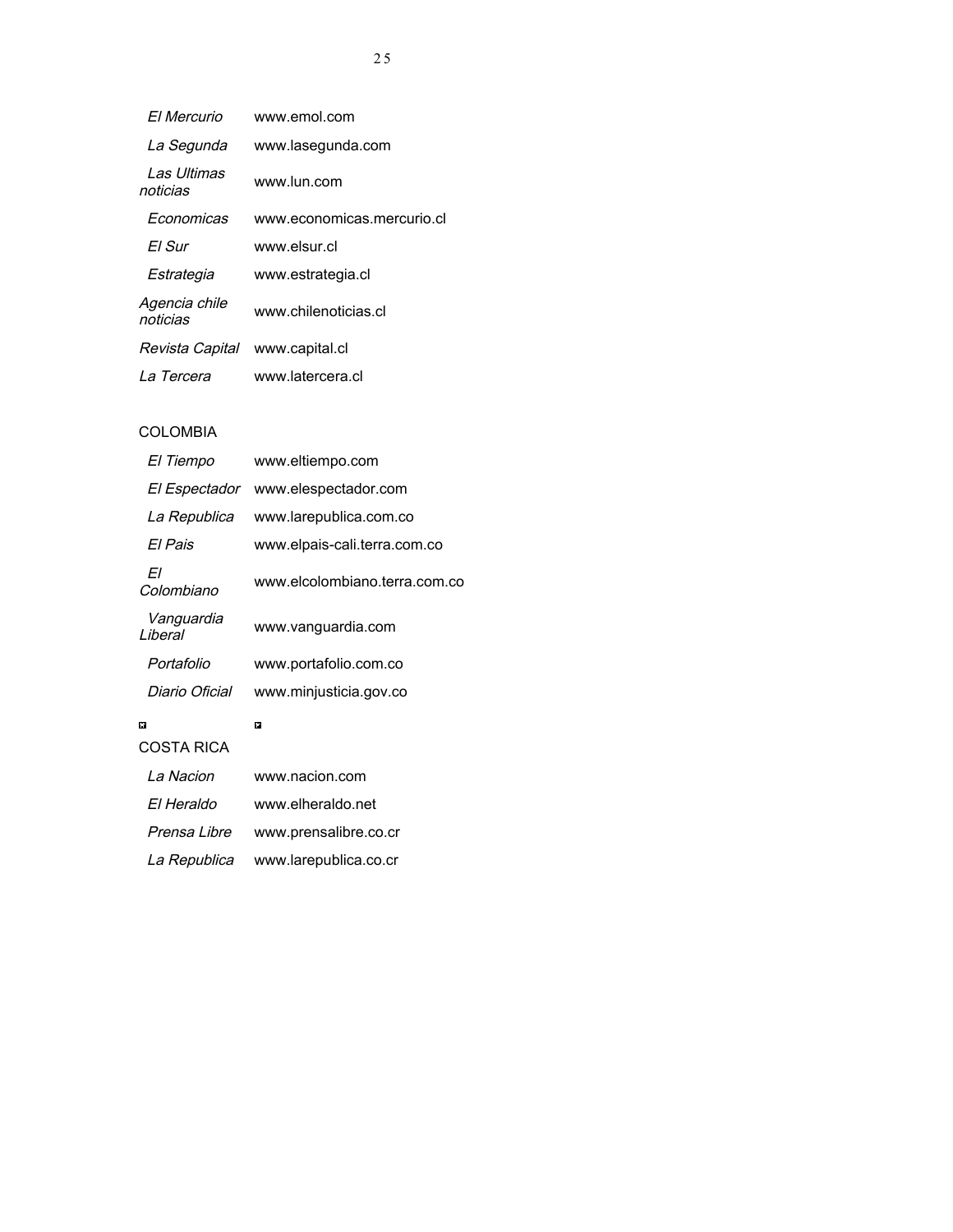| | |
|---|---|
| *El Mercurio* | www.emol.com |
| *La Segunda* | www.lasegunda.com |
| *Las Ultimas noticias* | www.lun.com |
| *Economicas* | www.economicas.mercurio.cl |
| *El Sur* | www.elsur.cl |
| *Estrategia* | www.estrategia.cl |
| *Agencia chile noticias* | www.chilenoticias.cl |
| *Revista Capital* | www.capital.cl |
| *La Tercera* | www.latercera.cl |

COLOMBIA

| | |
|---|---|
| *El Tiempo* | www.eltiempo.com |
| *El Espectador* | www.elespectador.com |
| *La Republica* | www.larepublica.com.co |
| *El Pais* | www.elpais-cali.terra.com.co |
| *El Colombiano* | www.elcolombiano.terra.com.co |
| *Vanguardia Liberal* | www.vanguardia.com |
| *Portafolio* | www.portafolio.com.co |
| *Diario Oficial* | www.minjusticia.gov.co |

COSTA RICA

| | |
|---|---|
| *La Nacion* | www.nacion.com |
| *El Heraldo* | www.elheraldo.net |
| *Prensa Libre* | www.prensalibre.co.cr |
| *La Republica* | www.larepublica.co.cr |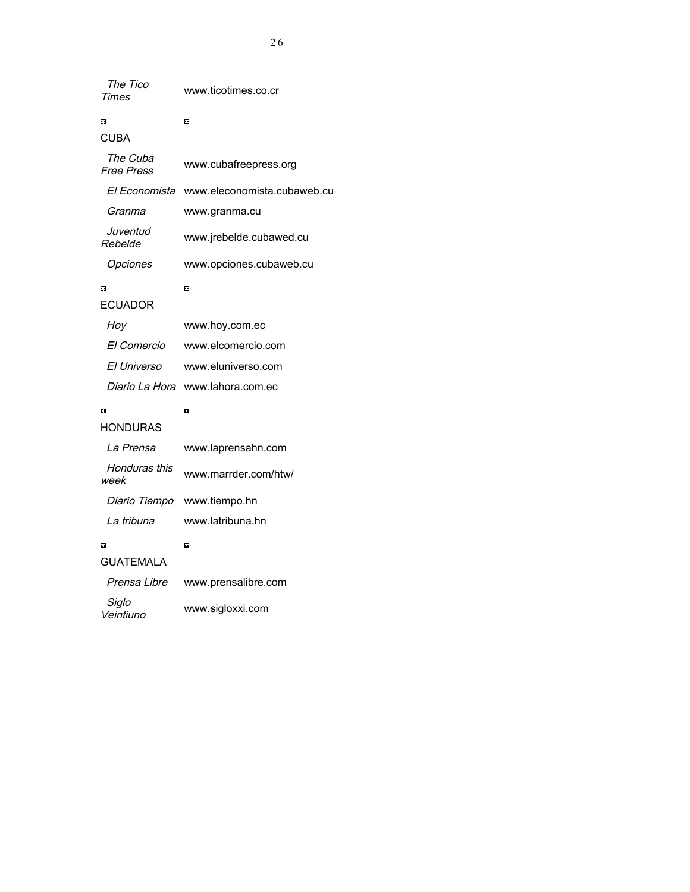| | |
|---|---|
| *The Tico Times* | www.ticotimes.co.cr |
| | |
| CUBA | |
| *The Cuba Free Press* | www.cubafreepress.org |
| *El Economista* | www.eleconomista.cubaweb.cu |
| *Granma* | www.granma.cu |
| *Juventud Rebelde* | www.jrebelde.cubawed.cu |
| *Opciones* | www.opciones.cubaweb.cu |
| | |
| ECUADOR | |
| *Hoy* | www.hoy.com.ec |
| *El Comercio* | www.elcomercio.com |
| *El Universo* | www.eluniverso.com |
| *Diario La Hora* | www.lahora.com.ec |
| | |
| HONDURAS | |
| *La Prensa* | www.laprensahn.com |
| *Honduras this week* | www.marrder.com/htw/ |
| *Diario Tiempo* | www.tiempo.hn |
| *La tribuna* | www.latribuna.hn |
| | |
| GUATEMALA | |
| *Prensa Libre* | www.prensalibre.com |
| *Siglo Veintiuno* | www.sigloxxi.com |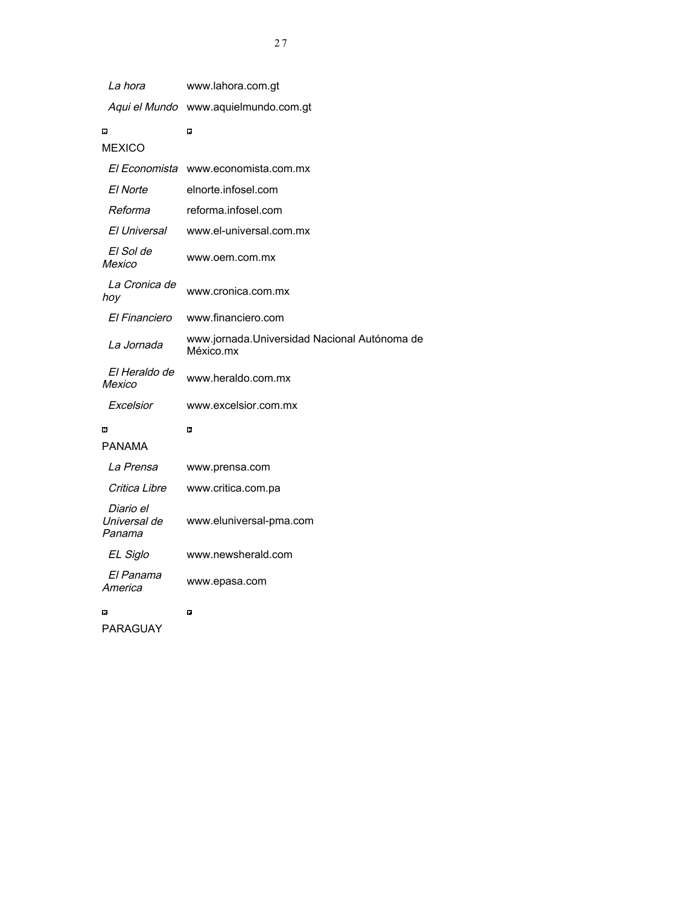| | |
|---|---|
| *La hora* | www.lahora.com.gt |
| *Aqui el Mundo* | www.aquielmundo.com.gt |

MEXICO

| | |
|---|---|
| *El Economista* | www.economista.com.mx |
| *El Norte* | elnorte.infosel.com |
| *Reforma* | reforma.infosel.com |
| *El Universal* | www.el-universal.com.mx |
| *El Sol de Mexico* | www.oem.com.mx |
| *La Cronica de hoy* | www.cronica.com.mx |
| *El Financiero* | www.financiero.com |
| *La Jornada* | www.jornada.Universidad Nacional Autónoma de México.mx |
| *El Heraldo de Mexico* | www.heraldo.com.mx |
| *Excelsior* | www.excelsior.com.mx |

PANAMA

| | |
|---|---|
| *La Prensa* | www.prensa.com |
| *Critica Libre* | www.critica.com.pa |
| *Diario el Universal de Panama* | www.eluniversal-pma.com |
| *EL Siglo* | www.newsherald.com |
| *El Panama America* | www.epasa.com |

PARAGUAY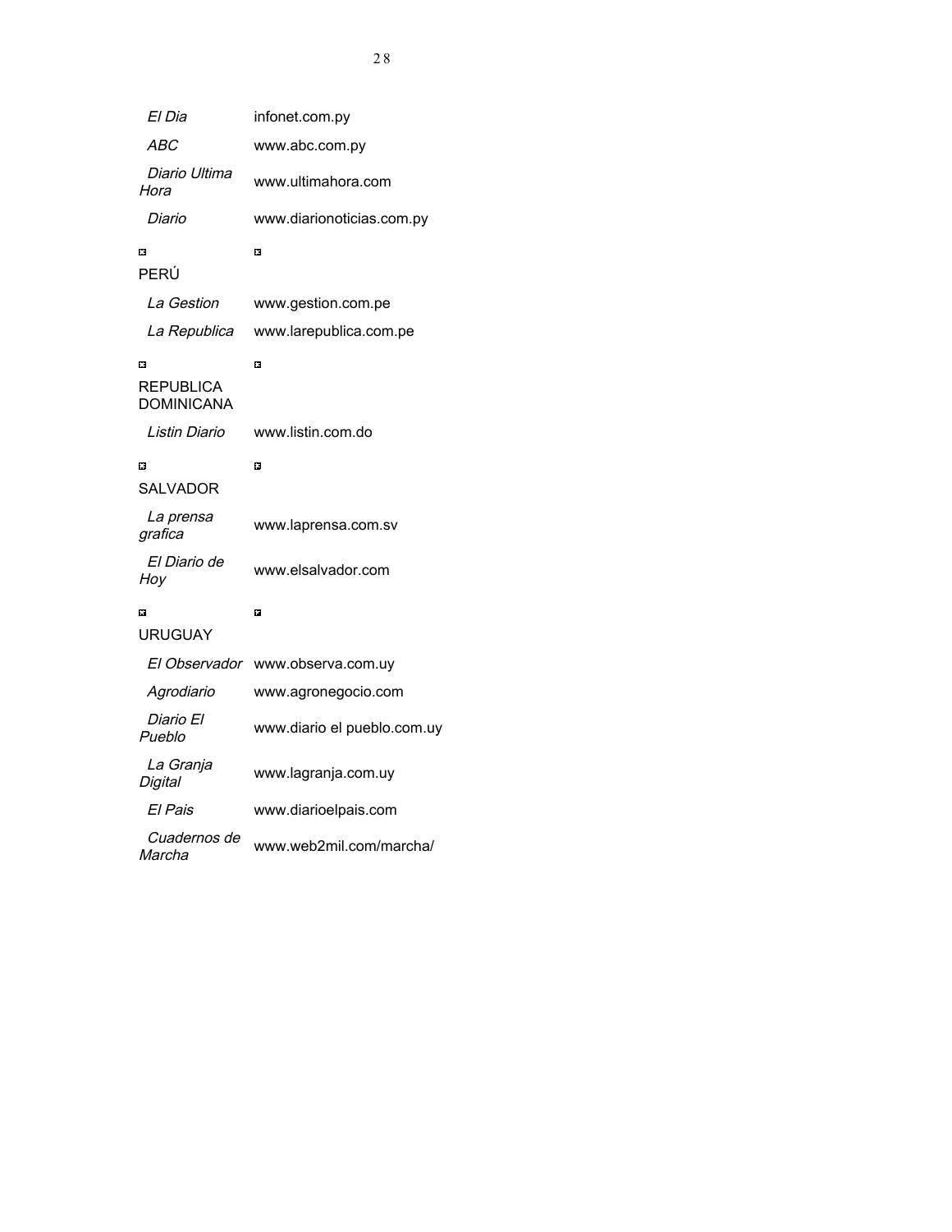| | |
|---|---|
| *El Dia* | infonet.com.py |
| *ABC* | www.abc.com.py |
| *Diario Ultima Hora* | www.ultimahora.com |
| *Diario* | www.diarionoticias.com.py |
| PERÚ | |
| *La Gestion* | www.gestion.com.pe |
| *La Republica* | www.larepublica.com.pe |
| REPUBLICA DOMINICANA | |
| *Listin Diario* | www.listin.com.do |
| SALVADOR | |
| *La prensa grafica* | www.laprensa.com.sv |
| *El Diario de Hoy* | www.elsalvador.com |
| URUGUAY | |
| *El Observador* | www.observa.com.uy |
| *Agrodiario* | www.agronegocio.com |
| *Diario El Pueblo* | www.diario el pueblo.com.uy |
| *La Granja Digital* | www.lagranja.com.uy |
| *El Pais* | www.diarioelpais.com |
| *Cuadernos de Marcha* | www.web2mil.com/marcha/ |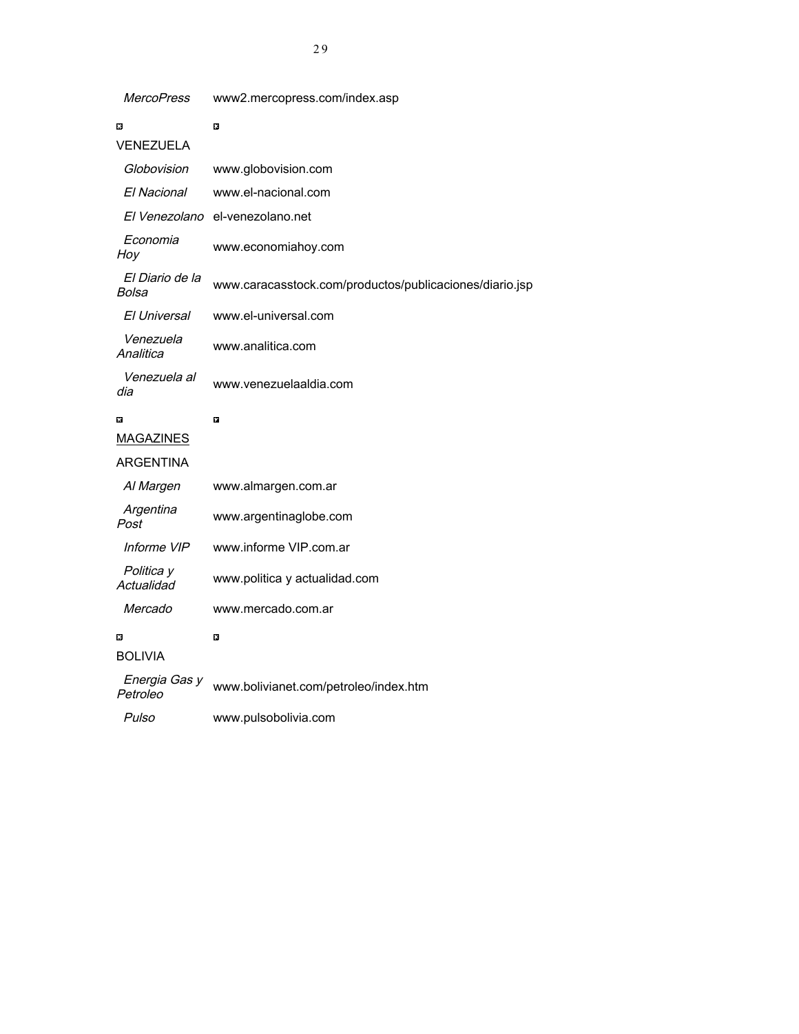| | |
|---|---|
| *MercoPress* | www2.mercopress.com/index.asp |
| VENEZUELA | |
| *Globovision* | www.globovision.com |
| *El Nacional* | www.el-nacional.com |
| *El Venezolano* | el-venezolano.net |
| *Economia Hoy* | www.economiahoy.com |
| *El Diario de la Bolsa* | www.caracasstock.com/productos/publicaciones/diario.jsp |
| *El Universal* | www.el-universal.com |
| *Venezuela Analitica* | www.analitica.com |
| *Venezuela al dia* | www.venezuelaaldia.com |

<u>MAGAZINES</u>

| | |
|---|---|
| ARGENTINA | |
| *Al Margen* | www.almargen.com.ar |
| *Argentina Post* | www.argentinaglobe.com |
| *Informe VIP* | www.informe VIP.com.ar |
| *Politica y Actualidad* | www.politica y actualidad.com |
| *Mercado* | www.mercado.com.ar |
| BOLIVIA | |
| *Energia Gas y Petroleo* | www.bolivianet.com/petroleo/index.htm |
| *Pulso* | www.pulsobolivia.com |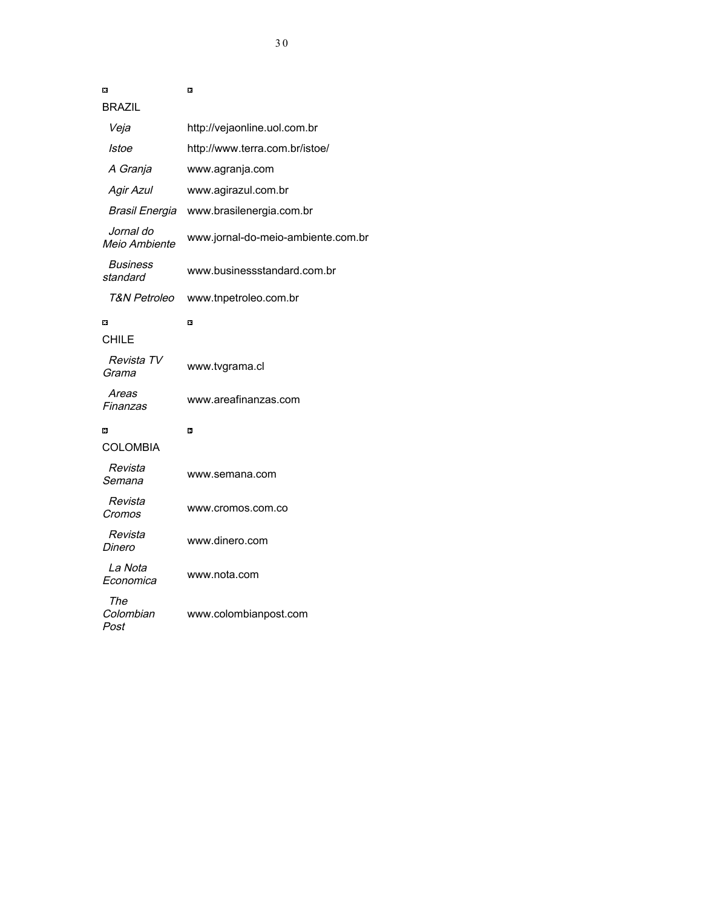BRAZIL

| | |
|---|---|
| *Veja* | http://vejaonline.uol.com.br |
| *Istoe* | http://www.terra.com.br/istoe/ |
| *A Granja* | www.agranja.com |
| *Agir Azul* | www.agirazul.com.br |
| *Brasil Energia* | www.brasilenergia.com.br |
| *Jornal do Meio Ambiente* | www.jornal-do-meio-ambiente.com.br |
| *Business standard* | www.businessstandard.com.br |
| *T&N Petroleo* | www.tnpetroleo.com.br |

CHILE

| | |
|---|---|
| *Revista TV Grama* | www.tvgrama.cl |
| *Areas Finanzas* | www.areafinanzas.com |

COLOMBIA

| | |
|---|---|
| *Revista Semana* | www.semana.com |
| *Revista Cromos* | www.cromos.com.co |
| *Revista Dinero* | www.dinero.com |
| *La Nota Economica* | www.nota.com |
| *The Colombian Post* | www.colombianpost.com |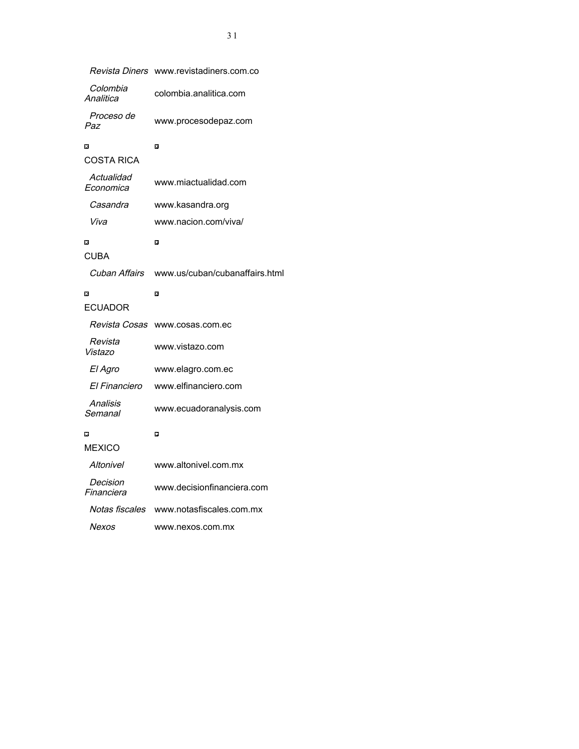| | |
|---|---|
| *Revista Diners* | www.revistadiners.com.co |
| *Colombia Analitica* | colombia.analitica.com |
| *Proceso de Paz* | www.procesodepaz.com |

**COSTA RICA**

| | |
|---|---|
| *Actualidad Economica* | www.miactualidad.com |
| *Casandra* | www.kasandra.org |
| *Viva* | www.nacion.com/viva/ |

**CUBA**

| | |
|---|---|
| *Cuban Affairs* | www.us/cuban/cubanaffairs.html |

**ECUADOR**

| | |
|---|---|
| *Revista Cosas* | www.cosas.com.ec |
| *Revista Vistazo* | www.vistazo.com |
| *El Agro* | www.elagro.com.ec |
| *El Financiero* | www.elfinanciero.com |
| *Analisis Semanal* | www.ecuadoranalysis.com |

**MEXICO**

| | |
|---|---|
| *Altonivel* | www.altonivel.com.mx |
| *Decision Financiera* | www.decisionfinanciera.com |
| *Notas fiscales* | www.notasfiscales.com.mx |
| *Nexos* | www.nexos.com.mx |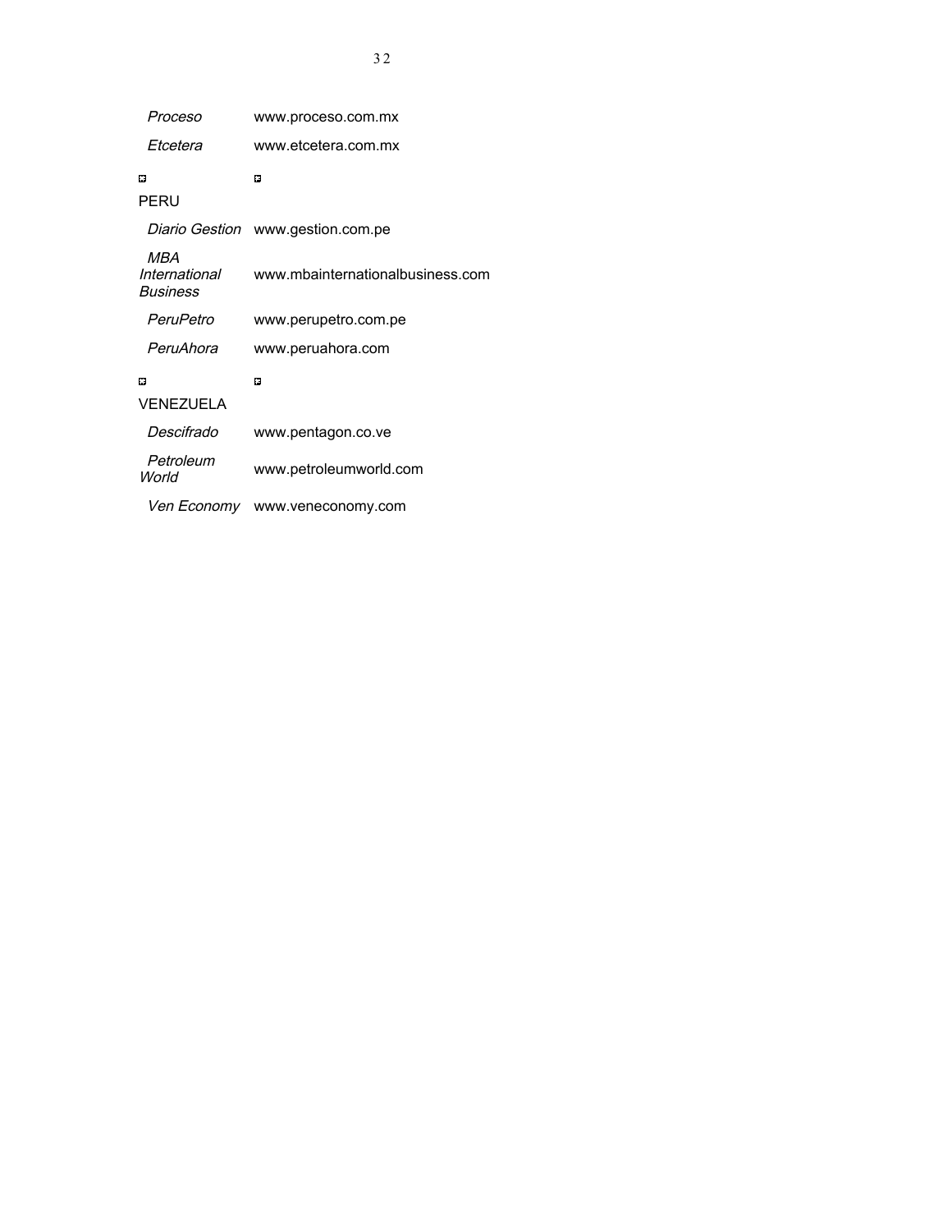| | |
|---|---|
| *Proceso* | www.proceso.com.mx |
| *Etcetera* | www.etcetera.com.mx |

PERU

| | |
|---|---|
| *Diario Gestion* | www.gestion.com.pe |
| *MBA International Business* | www.mbainternationalbusiness.com |
| *PeruPetro* | www.perupetro.com.pe |
| *PeruAhora* | www.peruahora.com |

VENEZUELA

| | |
|---|---|
| *Descifrado* | www.pentagon.co.ve |
| *Petroleum World* | www.petroleumworld.com |
| *Ven Economy* | www.veneconomy.com |